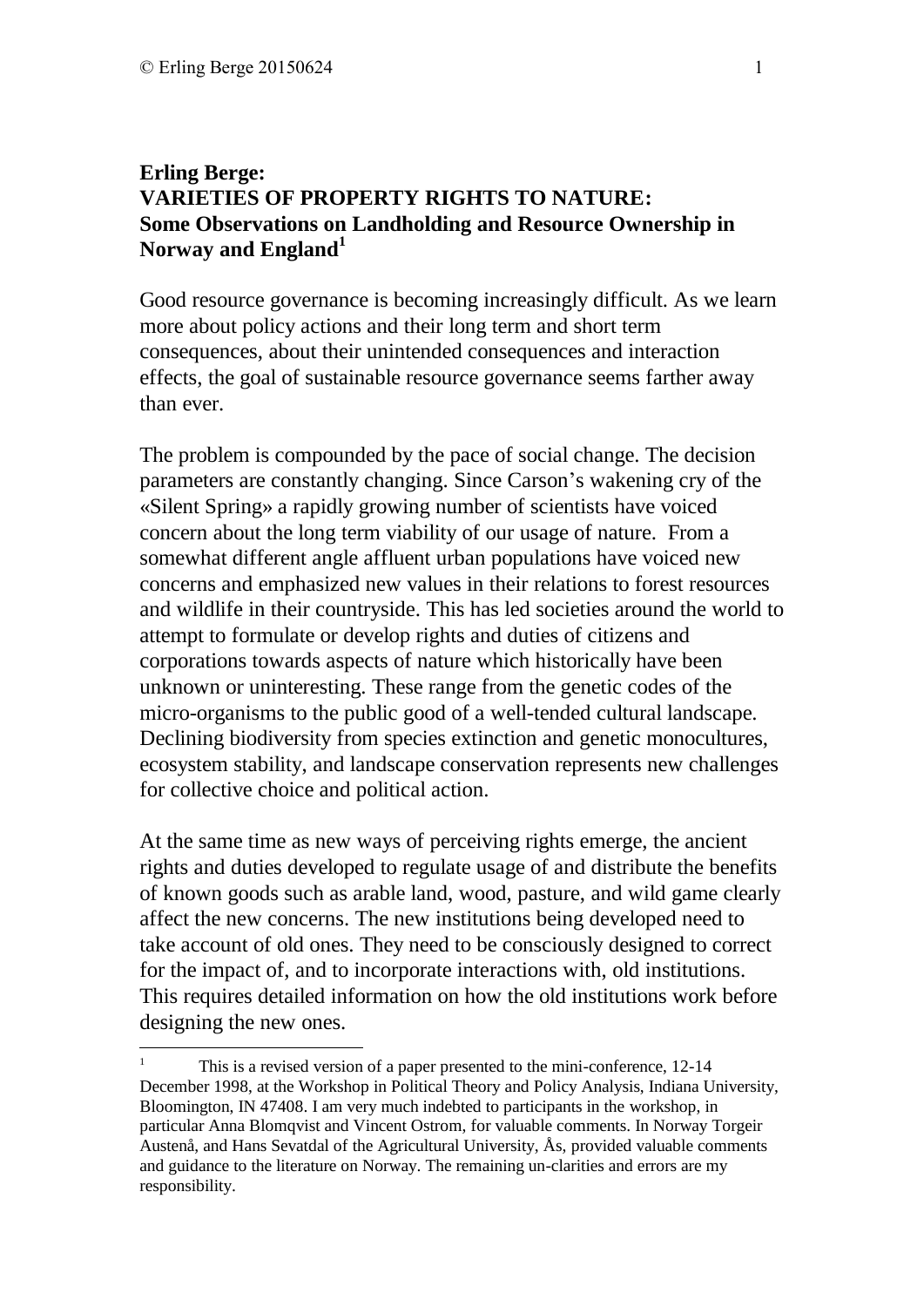**Erling Berge:**
**VARIETIES OF PROPERTY RIGHTS TO NATURE:**
**Some Observations on Landholding and Resource Ownership in Norway and England**[1]

Good resource governance is becoming increasingly difficult. As we learn more about policy actions and their long term and short term consequences, about their unintended consequences and interaction effects, the goal of sustainable resource governance seems farther away than ever.

The problem is compounded by the pace of social change. The decision parameters are constantly changing. Since Carson's wakening cry of the «Silent Spring» a rapidly growing number of scientists have voiced concern about the long term viability of our usage of nature. From a somewhat different angle affluent urban populations have voiced new concerns and emphasized new values in their relations to forest resources and wildlife in their countryside. This has led societies around the world to attempt to formulate or develop rights and duties of citizens and corporations towards aspects of nature which historically have been unknown or uninteresting. These range from the genetic codes of the micro-organisms to the public good of a well-tended cultural landscape. Declining biodiversity from species extinction and genetic monocultures, ecosystem stability, and landscape conservation represents new challenges for collective choice and political action.

At the same time as new ways of perceiving rights emerge, the ancient rights and duties developed to regulate usage of and distribute the benefits of known goods such as arable land, wood, pasture, and wild game clearly affect the new concerns. The new institutions being developed need to take account of old ones. They need to be consciously designed to correct for the impact of, and to incorporate interactions with, old institutions. This requires detailed information on how the old institutions work before designing the new ones.

[1] This is a revised version of a paper presented to the mini-conference, 12-14 December 1998, at the Workshop in Political Theory and Policy Analysis, Indiana University, Bloomington, IN 47408. I am very much indebted to participants in the workshop, in particular Anna Blomqvist and Vincent Ostrom, for valuable comments. In Norway Torgeir Austenå, and Hans Sevatdal of the Agricultural University, Ås, provided valuable comments and guidance to the literature on Norway. The remaining un-clarities and errors are my responsibility.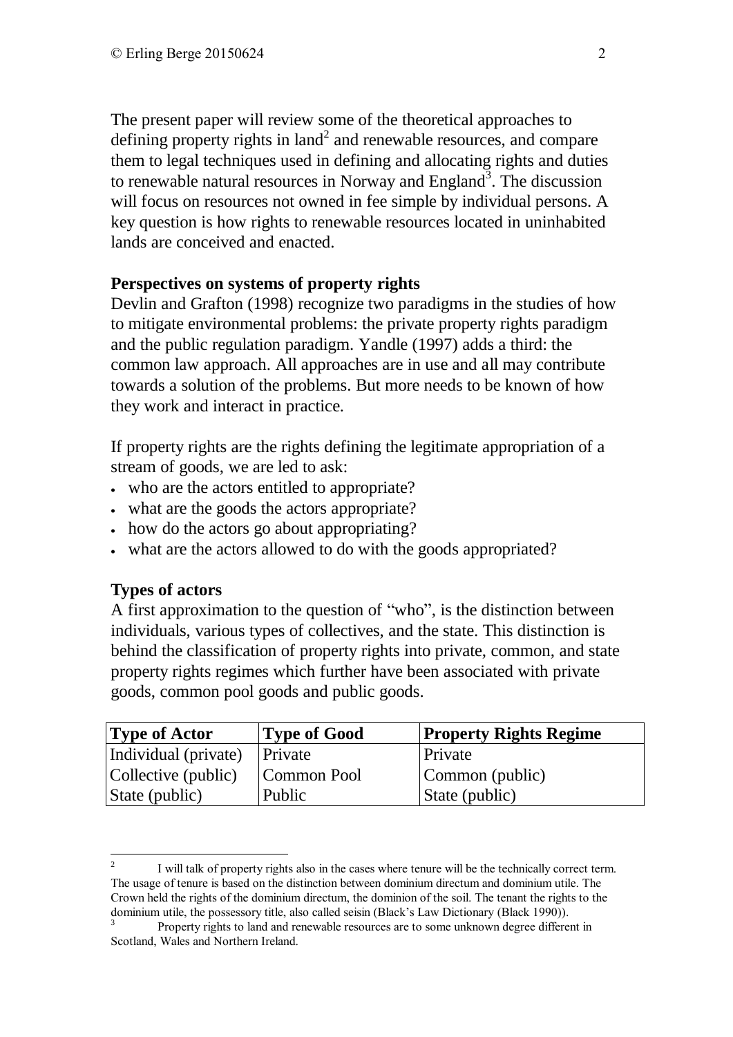The present paper will review some of the theoretical approaches to defining property rights in land[2] and renewable resources, and compare them to legal techniques used in defining and allocating rights and duties to renewable natural resources in Norway and England[3]. The discussion will focus on resources not owned in fee simple by individual persons. A key question is how rights to renewable resources located in uninhabited lands are conceived and enacted.

**Perspectives on systems of property rights**

Devlin and Grafton (1998) recognize two paradigms in the studies of how to mitigate environmental problems: the private property rights paradigm and the public regulation paradigm. Yandle (1997) adds a third: the common law approach. All approaches are in use and all may contribute towards a solution of the problems. But more needs to be known of how they work and interact in practice.

If property rights are the rights defining the legitimate appropriation of a stream of goods, we are led to ask:

- who are the actors entitled to appropriate?
- what are the goods the actors appropriate?
- how do the actors go about appropriating?
- what are the actors allowed to do with the goods appropriated?

**Types of actors**

A first approximation to the question of "who", is the distinction between individuals, various types of collectives, and the state. This distinction is behind the classification of property rights into private, common, and state property rights regimes which further have been associated with private goods, common pool goods and public goods.

| Type of Actor | Type of Good | Property Rights Regime |
|---|---|---|
| Individual (private) | Private | Private |
| Collective (public) | Common Pool | Common (public) |
| State (public) | Public | State (public) |

[2] I will talk of property rights also in the cases where tenure will be the technically correct term. The usage of tenure is based on the distinction between dominium directum and dominium utile. The Crown held the rights of the dominium directum, the dominion of the soil. The tenant the rights to the dominium utile, the possessory title, also called seisin (Black's Law Dictionary (Black 1990)).

[3] Property rights to land and renewable resources are to some unknown degree different in Scotland, Wales and Northern Ireland.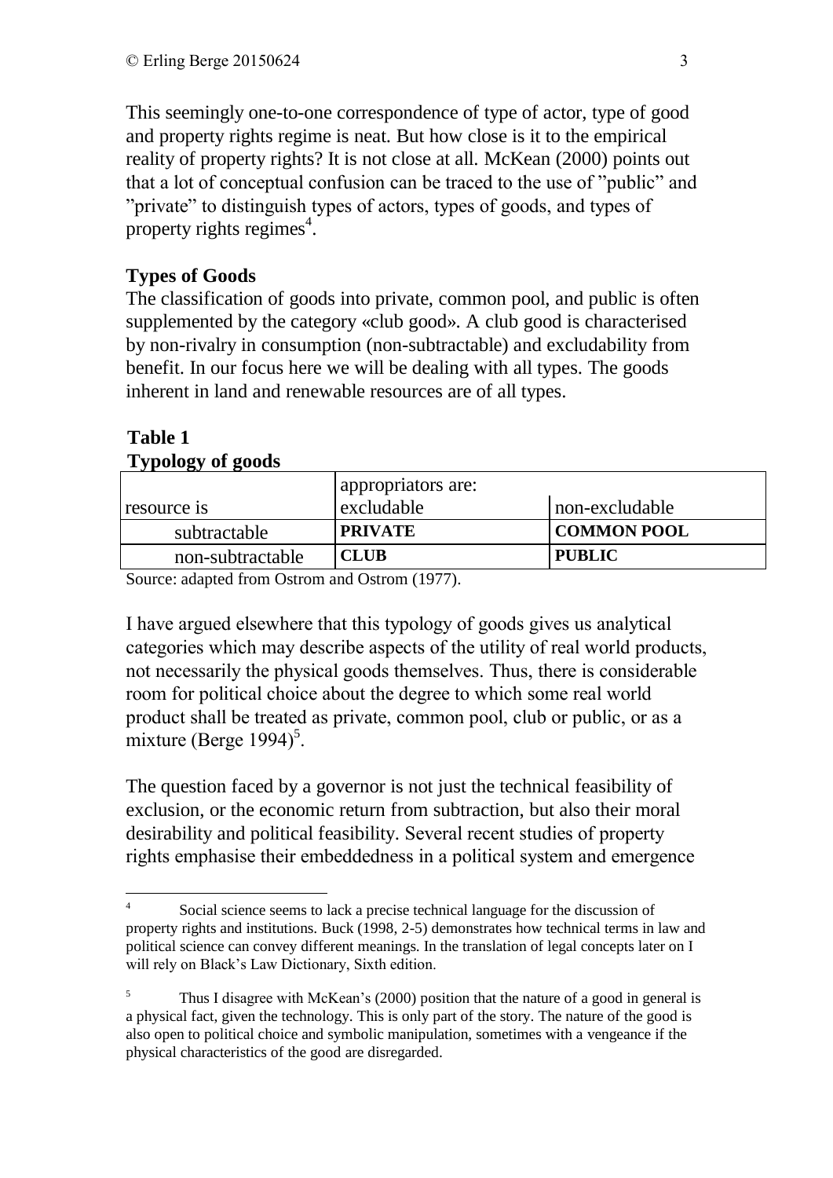This seemingly one-to-one correspondence of type of actor, type of good and property rights regime is neat. But how close is it to the empirical reality of property rights? It is not close at all. McKean (2000) points out that a lot of conceptual confusion can be traced to the use of "public" and "private" to distinguish types of actors, types of goods, and types of property rights regimes[4].

## Types of Goods

The classification of goods into private, common pool, and public is often supplemented by the category «club good». A club good is characterised by non-rivalry in consumption (non-subtractable) and excludability from benefit. In our focus here we will be dealing with all types. The goods inherent in land and renewable resources are of all types.

**Table 1**
**Typology of goods**

| resource is | appropriators are: excludable | non-excludable |
|---|---|---|
| subtractable | **PRIVATE** | **COMMON POOL** |
| non-subtractable | **CLUB** | **PUBLIC** |

Source: adapted from Ostrom and Ostrom (1977).

I have argued elsewhere that this typology of goods gives us analytical categories which may describe aspects of the utility of real world products, not necessarily the physical goods themselves. Thus, there is considerable room for political choice about the degree to which some real world product shall be treated as private, common pool, club or public, or as a mixture (Berge 1994)[5].

The question faced by a governor is not just the technical feasibility of exclusion, or the economic return from subtraction, but also their moral desirability and political feasibility. Several recent studies of property rights emphasise their embeddedness in a political system and emergence

---

[4] Social science seems to lack a precise technical language for the discussion of property rights and institutions. Buck (1998, 2-5) demonstrates how technical terms in law and political science can convey different meanings. In the translation of legal concepts later on I will rely on Black's Law Dictionary, Sixth edition.

[5] Thus I disagree with McKean's (2000) position that the nature of a good in general is a physical fact, given the technology. This is only part of the story. The nature of the good is also open to political choice and symbolic manipulation, sometimes with a vengeance if the physical characteristics of the good are disregarded.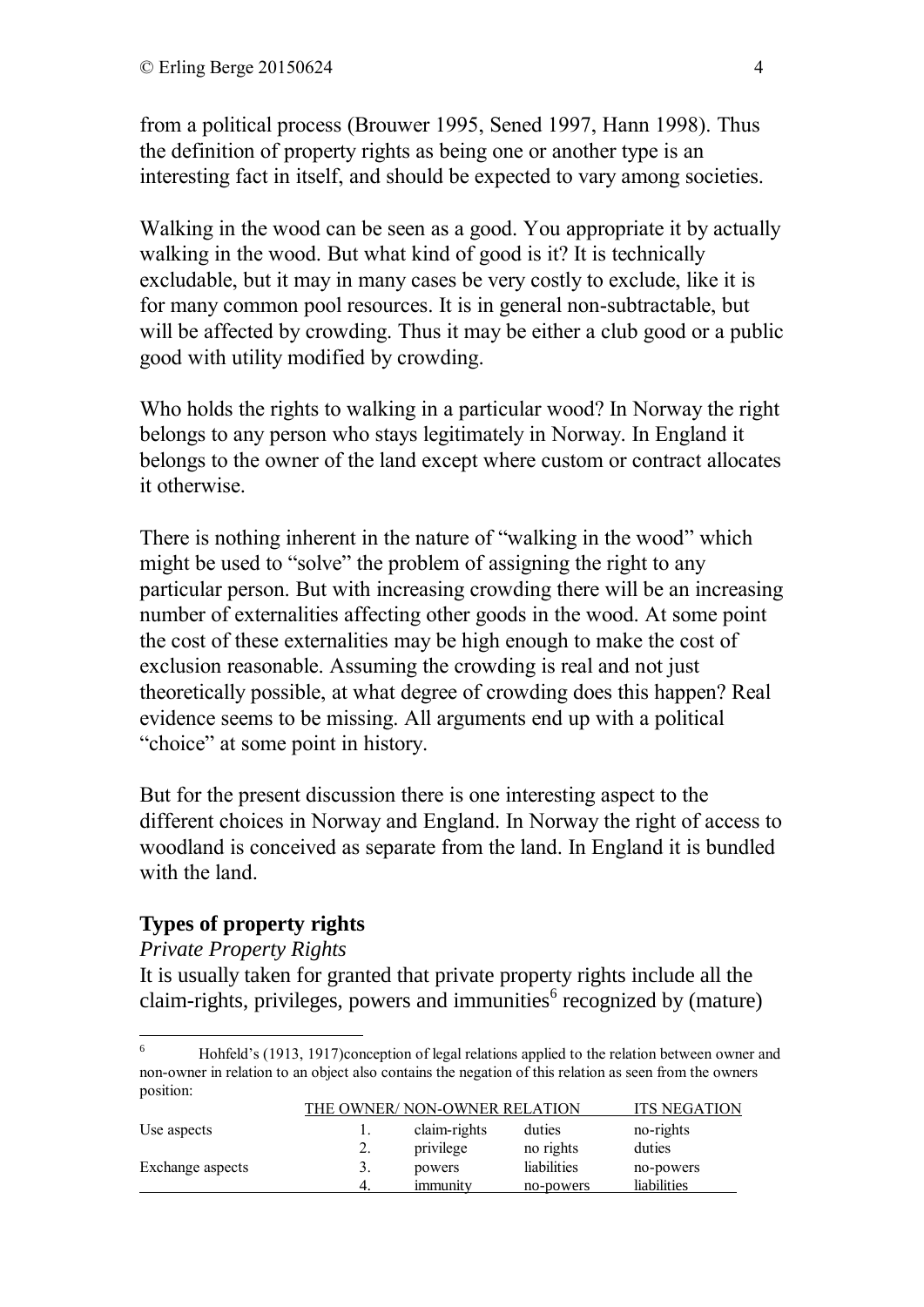from a political process (Brouwer 1995, Sened 1997, Hann 1998). Thus the definition of property rights as being one or another type is an interesting fact in itself, and should be expected to vary among societies.

Walking in the wood can be seen as a good. You appropriate it by actually walking in the wood. But what kind of good is it? It is technically excludable, but it may in many cases be very costly to exclude, like it is for many common pool resources. It is in general non-subtractable, but will be affected by crowding. Thus it may be either a club good or a public good with utility modified by crowding.

Who holds the rights to walking in a particular wood? In Norway the right belongs to any person who stays legitimately in Norway. In England it belongs to the owner of the land except where custom or contract allocates it otherwise.

There is nothing inherent in the nature of "walking in the wood" which might be used to "solve" the problem of assigning the right to any particular person. But with increasing crowding there will be an increasing number of externalities affecting other goods in the wood. At some point the cost of these externalities may be high enough to make the cost of exclusion reasonable. Assuming the crowding is real and not just theoretically possible, at what degree of crowding does this happen? Real evidence seems to be missing. All arguments end up with a political "choice" at some point in history.

But for the present discussion there is one interesting aspect to the different choices in Norway and England. In Norway the right of access to woodland is conceived as separate from the land. In England it is bundled with the land.

## Types of property rights

*Private Property Rights*

It is usually taken for granted that private property rights include all the claim-rights, privileges, powers and immunities[6] recognized by (mature)

---

[6] Hohfeld's (1913, 1917)conception of legal relations applied to the relation between owner and non-owner in relation to an object also contains the negation of this relation as seen from the owners position:

| | THE OWNER/ NON-OWNER RELATION | | | ITS NEGATION |
|---|---|---|---|---|
| Use aspects | 1. | claim-rights | duties | no-rights |
| | 2. | privilege | no rights | duties |
| Exchange aspects | 3. | powers | liabilities | no-powers |
| | 4. | immunity | no-powers | liabilities |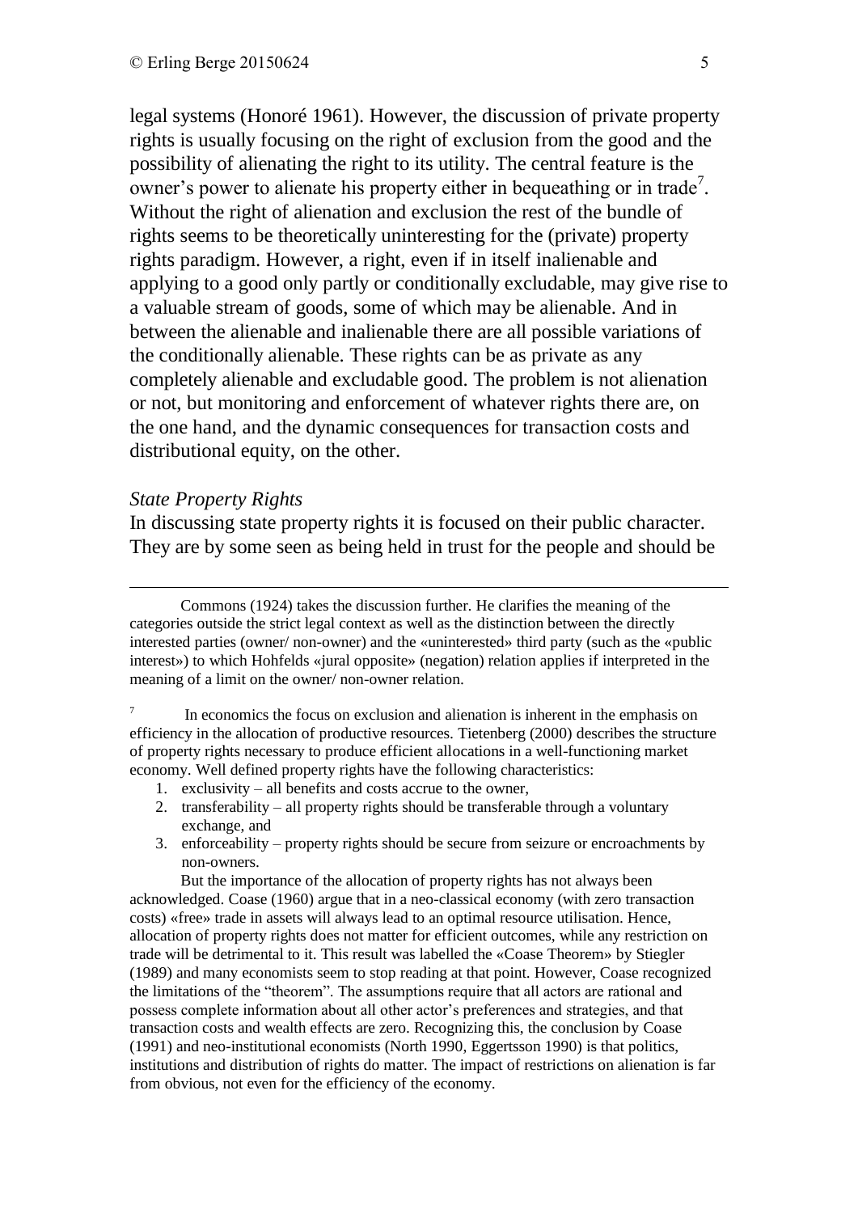legal systems (Honoré 1961). However, the discussion of private property rights is usually focusing on the right of exclusion from the good and the possibility of alienating the right to its utility. The central feature is the owner's power to alienate his property either in bequeathing or in trade[7]. Without the right of alienation and exclusion the rest of the bundle of rights seems to be theoretically uninteresting for the (private) property rights paradigm. However, a right, even if in itself inalienable and applying to a good only partly or conditionally excludable, may give rise to a valuable stream of goods, some of which may be alienable. And in between the alienable and inalienable there are all possible variations of the conditionally alienable. These rights can be as private as any completely alienable and excludable good. The problem is not alienation or not, but monitoring and enforcement of whatever rights there are, on the one hand, and the dynamic consequences for transaction costs and distributional equity, on the other.

*State Property Rights*

In discussing state property rights it is focused on their public character. They are by some seen as being held in trust for the people and should be

---

Commons (1924) takes the discussion further. He clarifies the meaning of the categories outside the strict legal context as well as the distinction between the directly interested parties (owner/ non-owner) and the «uninterested» third party (such as the «public interest») to which Hohfelds «jural opposite» (negation) relation applies if interpreted in the meaning of a limit on the owner/ non-owner relation.

[7] In economics the focus on exclusion and alienation is inherent in the emphasis on efficiency in the allocation of productive resources. Tietenberg (2000) describes the structure of property rights necessary to produce efficient allocations in a well-functioning market economy. Well defined property rights have the following characteristics:

1. exclusivity – all benefits and costs accrue to the owner,
2. transferability – all property rights should be transferable through a voluntary exchange, and
3. enforceability – property rights should be secure from seizure or encroachments by non-owners.

But the importance of the allocation of property rights has not always been acknowledged. Coase (1960) argue that in a neo-classical economy (with zero transaction costs) «free» trade in assets will always lead to an optimal resource utilisation. Hence, allocation of property rights does not matter for efficient outcomes, while any restriction on trade will be detrimental to it. This result was labelled the «Coase Theorem» by Stiegler (1989) and many economists seem to stop reading at that point. However, Coase recognized the limitations of the "theorem". The assumptions require that all actors are rational and possess complete information about all other actor's preferences and strategies, and that transaction costs and wealth effects are zero. Recognizing this, the conclusion by Coase (1991) and neo-institutional economists (North 1990, Eggertsson 1990) is that politics, institutions and distribution of rights do matter. The impact of restrictions on alienation is far from obvious, not even for the efficiency of the economy.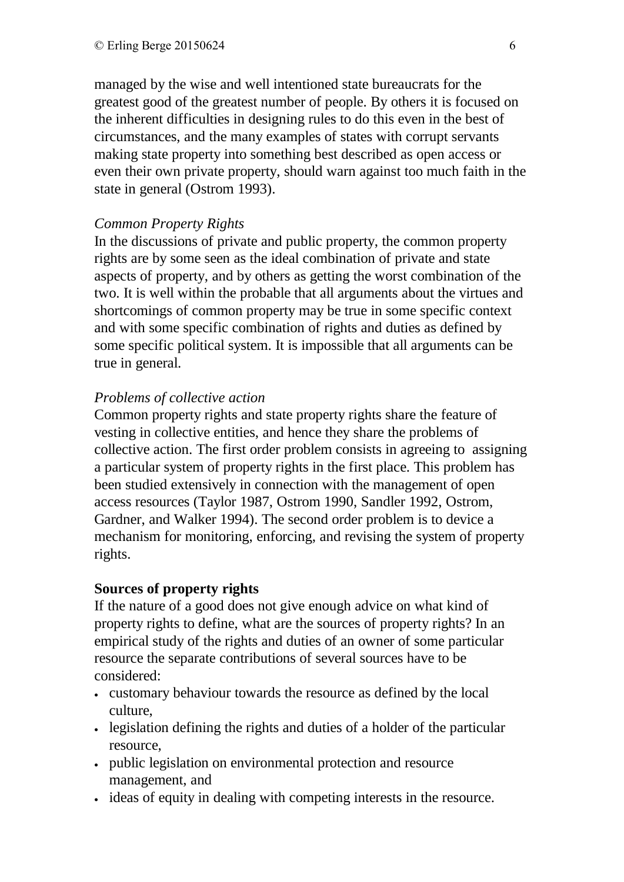managed by the wise and well intentioned state bureaucrats for the greatest good of the greatest number of people. By others it is focused on the inherent difficulties in designing rules to do this even in the best of circumstances, and the many examples of states with corrupt servants making state property into something best described as open access or even their own private property, should warn against too much faith in the state in general (Ostrom 1993).

*Common Property Rights*

In the discussions of private and public property, the common property rights are by some seen as the ideal combination of private and state aspects of property, and by others as getting the worst combination of the two. It is well within the probable that all arguments about the virtues and shortcomings of common property may be true in some specific context and with some specific combination of rights and duties as defined by some specific political system. It is impossible that all arguments can be true in general.

*Problems of collective action*

Common property rights and state property rights share the feature of vesting in collective entities, and hence they share the problems of collective action. The first order problem consists in agreeing to assigning a particular system of property rights in the first place. This problem has been studied extensively in connection with the management of open access resources (Taylor 1987, Ostrom 1990, Sandler 1992, Ostrom, Gardner, and Walker 1994). The second order problem is to device a mechanism for monitoring, enforcing, and revising the system of property rights.

**Sources of property rights**

If the nature of a good does not give enough advice on what kind of property rights to define, what are the sources of property rights? In an empirical study of the rights and duties of an owner of some particular resource the separate contributions of several sources have to be considered:

- customary behaviour towards the resource as defined by the local culture,
- legislation defining the rights and duties of a holder of the particular resource,
- public legislation on environmental protection and resource management, and
- ideas of equity in dealing with competing interests in the resource.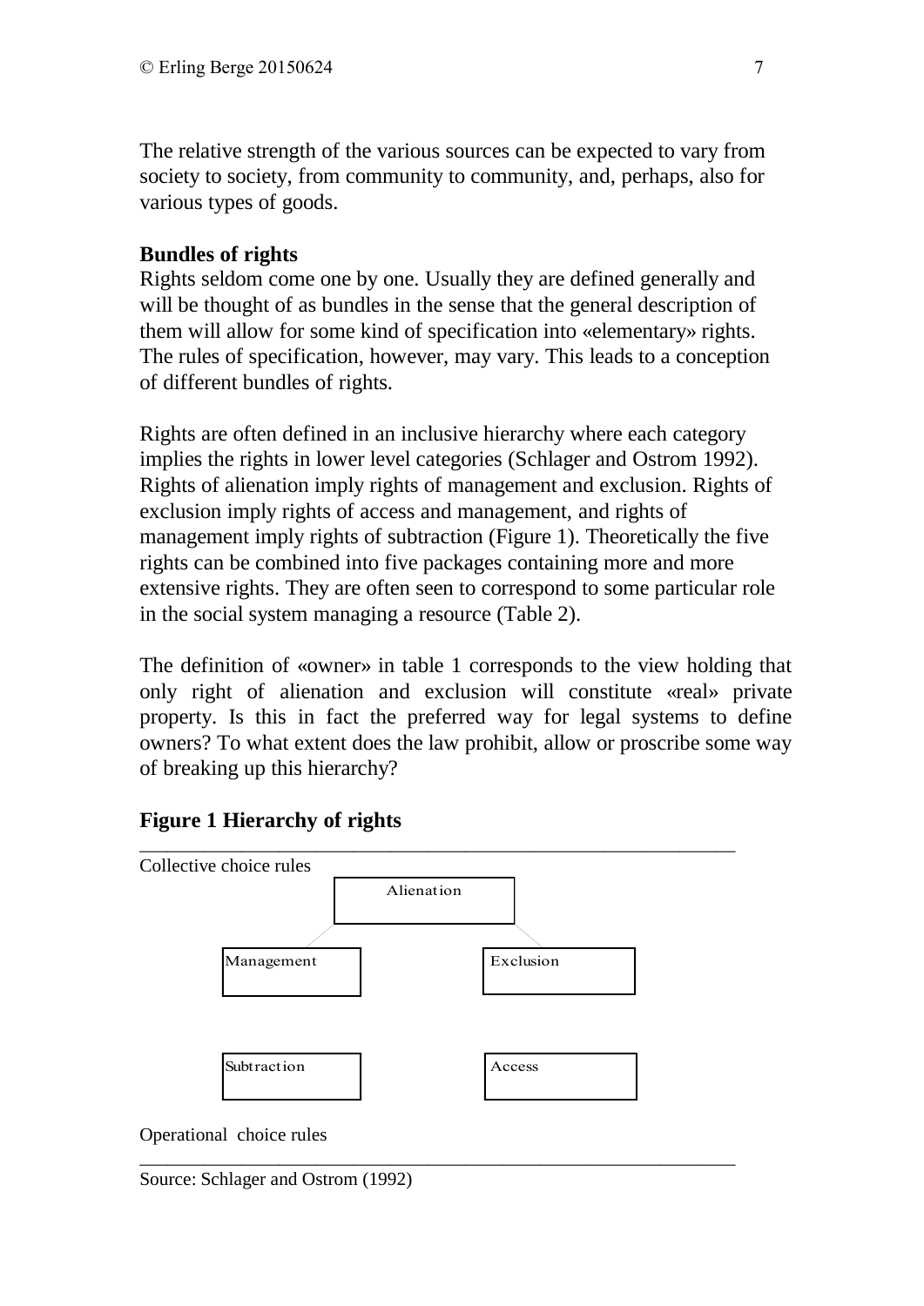The relative strength of the various sources can be expected to vary from society to society, from community to community, and, perhaps, also for various types of goods.

**Bundles of rights**

Rights seldom come one by one. Usually they are defined generally and will be thought of as bundles in the sense that the general description of them will allow for some kind of specification into «elementary» rights. The rules of specification, however, may vary. This leads to a conception of different bundles of rights.

Rights are often defined in an inclusive hierarchy where each category implies the rights in lower level categories (Schlager and Ostrom 1992). Rights of alienation imply rights of management and exclusion. Rights of exclusion imply rights of access and management, and rights of management imply rights of subtraction (Figure 1). Theoretically the five rights can be combined into five packages containing more and more extensive rights. They are often seen to correspond to some particular role in the social system managing a resource (Table 2).

The definition of «owner» in table 1 corresponds to the view holding that only right of alienation and exclusion will constitute «real» private property. Is this in fact the preferred way for legal systems to define owners? To what extent does the law prohibit, allow or proscribe some way of breaking up this hierarchy?

## Figure 1 Hierarchy of rights

Collective choice rules

Alienation

Management | Exclusion

Subtraction | Access

Operational choice rules

Source: Schlager and Ostrom (1992)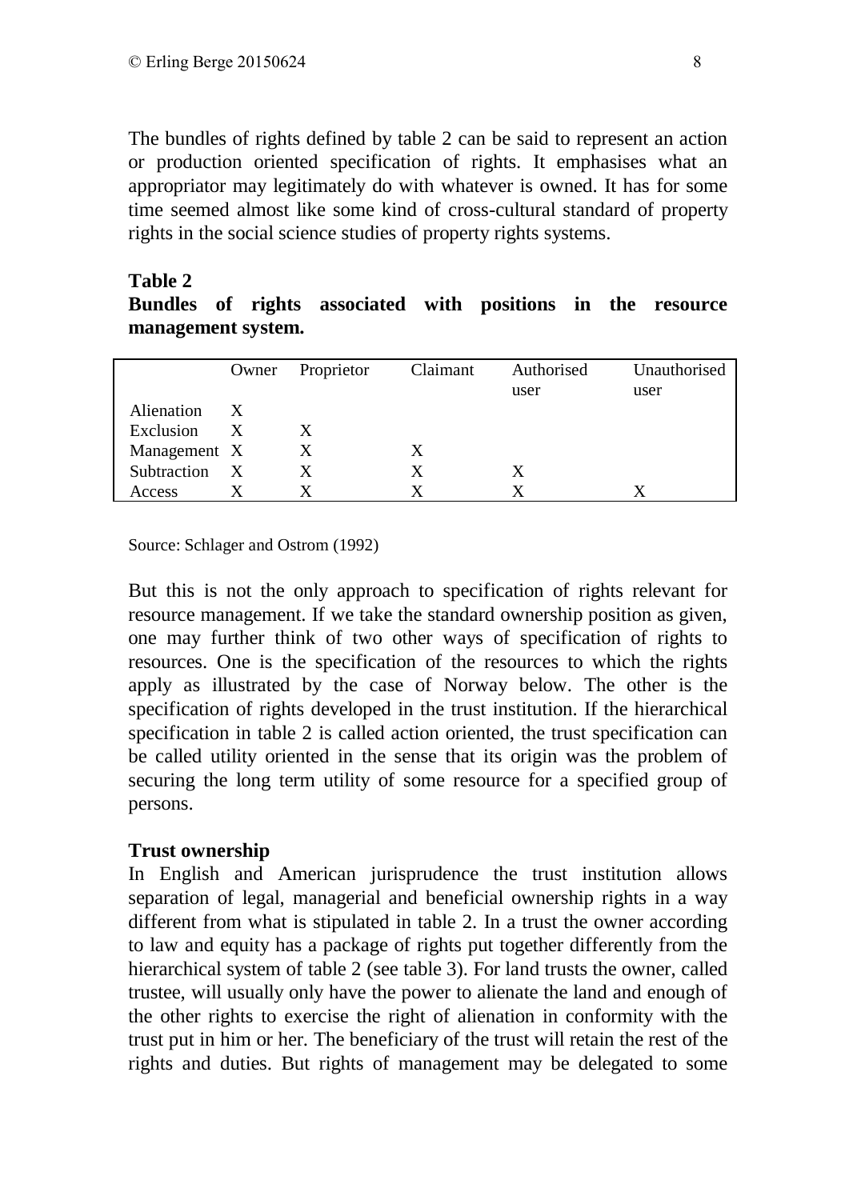The bundles of rights defined by table 2 can be said to represent an action or production oriented specification of rights. It emphasises what an appropriator may legitimately do with whatever is owned. It has for some time seemed almost like some kind of cross-cultural standard of property rights in the social science studies of property rights systems.

**Table 2**
**Bundles of rights associated with positions in the resource management system.**

| | Owner | Proprietor | Claimant | Authorised user | Unauthorised user |
|---|---|---|---|---|---|
| Alienation | X | | | | |
| Exclusion | X | X | | | |
| Management | X | X | X | | |
| Subtraction | X | X | X | X | |
| Access | X | X | X | X | X |

Source: Schlager and Ostrom (1992)

But this is not the only approach to specification of rights relevant for resource management. If we take the standard ownership position as given, one may further think of two other ways of specification of rights to resources. One is the specification of the resources to which the rights apply as illustrated by the case of Norway below. The other is the specification of rights developed in the trust institution. If the hierarchical specification in table 2 is called action oriented, the trust specification can be called utility oriented in the sense that its origin was the problem of securing the long term utility of some resource for a specified group of persons.

**Trust ownership**

In English and American jurisprudence the trust institution allows separation of legal, managerial and beneficial ownership rights in a way different from what is stipulated in table 2. In a trust the owner according to law and equity has a package of rights put together differently from the hierarchical system of table 2 (see table 3). For land trusts the owner, called trustee, will usually only have the power to alienate the land and enough of the other rights to exercise the right of alienation in conformity with the trust put in him or her. The beneficiary of the trust will retain the rest of the rights and duties. But rights of management may be delegated to some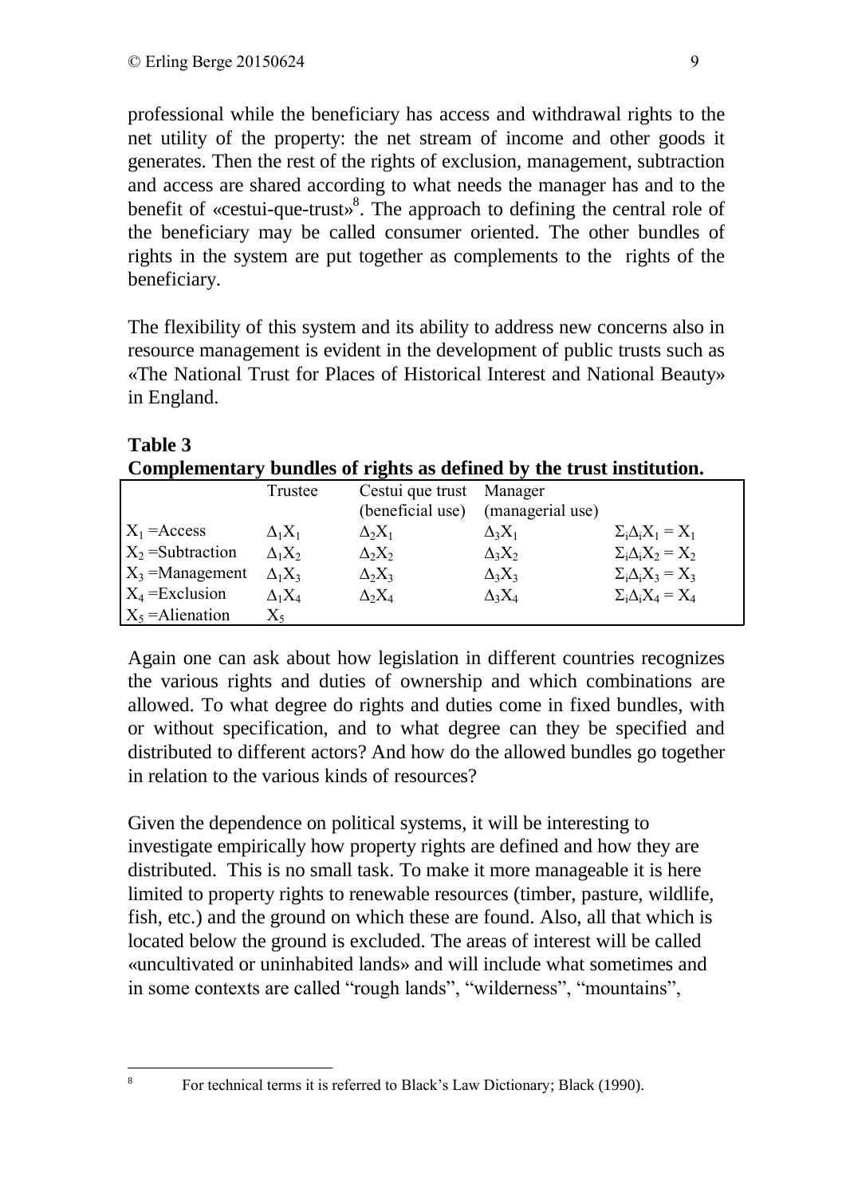professional while the beneficiary has access and withdrawal rights to the net utility of the property: the net stream of income and other goods it generates. Then the rest of the rights of exclusion, management, subtraction and access are shared according to what needs the manager has and to the benefit of «cestui-que-trust»[8]. The approach to defining the central role of the beneficiary may be called consumer oriented. The other bundles of rights in the system are put together as complements to the rights of the beneficiary.

The flexibility of this system and its ability to address new concerns also in resource management is evident in the development of public trusts such as «The National Trust for Places of Historical Interest and National Beauty» in England.

**Table 3**
**Complementary bundles of rights as defined by the trust institution.**

| | Trustee | Cestui que trust (beneficial use) | Manager (managerial use) | |
|---|---|---|---|---|
| $X_1$ =Access | $\Delta_1 X_1$ | $\Delta_2 X_1$ | $\Delta_3 X_1$ | $\Sigma_i \Delta_i X_1 = X_1$ |
| $X_2$ =Subtraction | $\Delta_1 X_2$ | $\Delta_2 X_2$ | $\Delta_3 X_2$ | $\Sigma_i \Delta_i X_2 = X_2$ |
| $X_3$ =Management | $\Delta_1 X_3$ | $\Delta_2 X_3$ | $\Delta_3 X_3$ | $\Sigma_i \Delta_i X_3 = X_3$ |
| $X_4$ =Exclusion | $\Delta_1 X_4$ | $\Delta_2 X_4$ | $\Delta_3 X_4$ | $\Sigma_i \Delta_i X_4 = X_4$ |
| $X_5$ =Alienation | $X_5$ | | | |

Again one can ask about how legislation in different countries recognizes the various rights and duties of ownership and which combinations are allowed. To what degree do rights and duties come in fixed bundles, with or without specification, and to what degree can they be specified and distributed to different actors? And how do the allowed bundles go together in relation to the various kinds of resources?

Given the dependence on political systems, it will be interesting to investigate empirically how property rights are defined and how they are distributed. This is no small task. To make it more manageable it is here limited to property rights to renewable resources (timber, pasture, wildlife, fish, etc.) and the ground on which these are found. Also, all that which is located below the ground is excluded. The areas of interest will be called «uncultivated or uninhabited lands» and will include what sometimes and in some contexts are called "rough lands", "wilderness", "mountains",

---

[8] For technical terms it is referred to Black's Law Dictionary; Black (1990).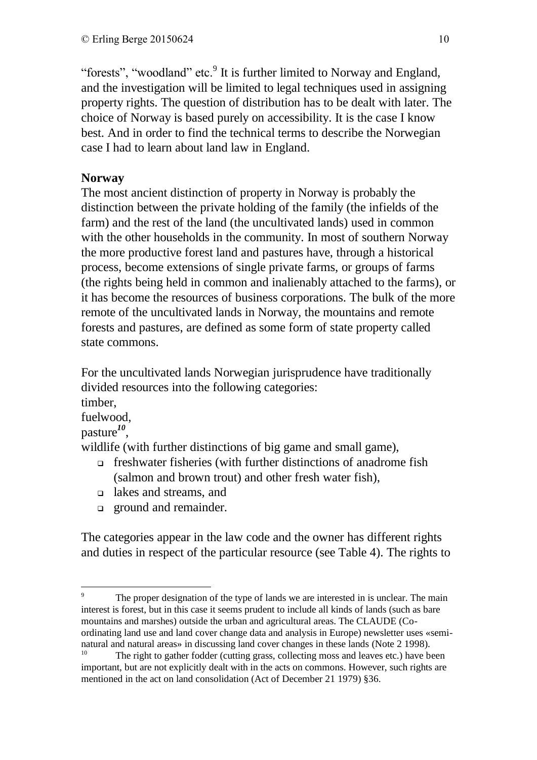"forests", "woodland" etc.[9] It is further limited to Norway and England, and the investigation will be limited to legal techniques used in assigning property rights. The question of distribution has to be dealt with later. The choice of Norway is based purely on accessibility. It is the case I know best. And in order to find the technical terms to describe the Norwegian case I had to learn about land law in England.

**Norway**

The most ancient distinction of property in Norway is probably the distinction between the private holding of the family (the infields of the farm) and the rest of the land (the uncultivated lands) used in common with the other households in the community. In most of southern Norway the more productive forest land and pastures have, through a historical process, become extensions of single private farms, or groups of farms (the rights being held in common and inalienably attached to the farms), or it has become the resources of business corporations. The bulk of the more remote of the uncultivated lands in Norway, the mountains and remote forests and pastures, are defined as some form of state property called state commons.

For the uncultivated lands Norwegian jurisprudence have traditionally divided resources into the following categories:

timber,
fuelwood,
pasture[10],
wildlife (with further distinctions of big game and small game),

- freshwater fisheries (with further distinctions of anadrome fish (salmon and brown trout) and other fresh water fish),
- lakes and streams, and
- ground and remainder.

The categories appear in the law code and the owner has different rights and duties in respect of the particular resource (see Table 4). The rights to

---

[9] The proper designation of the type of lands we are interested in is unclear. The main interest is forest, but in this case it seems prudent to include all kinds of lands (such as bare mountains and marshes) outside the urban and agricultural areas. The CLAUDE (Co-ordinating land use and land cover change data and analysis in Europe) newsletter uses «semi-natural and natural areas» in discussing land cover changes in these lands (Note 2 1998).

[10] The right to gather fodder (cutting grass, collecting moss and leaves etc.) have been important, but are not explicitly dealt with in the acts on commons. However, such rights are mentioned in the act on land consolidation (Act of December 21 1979) §36.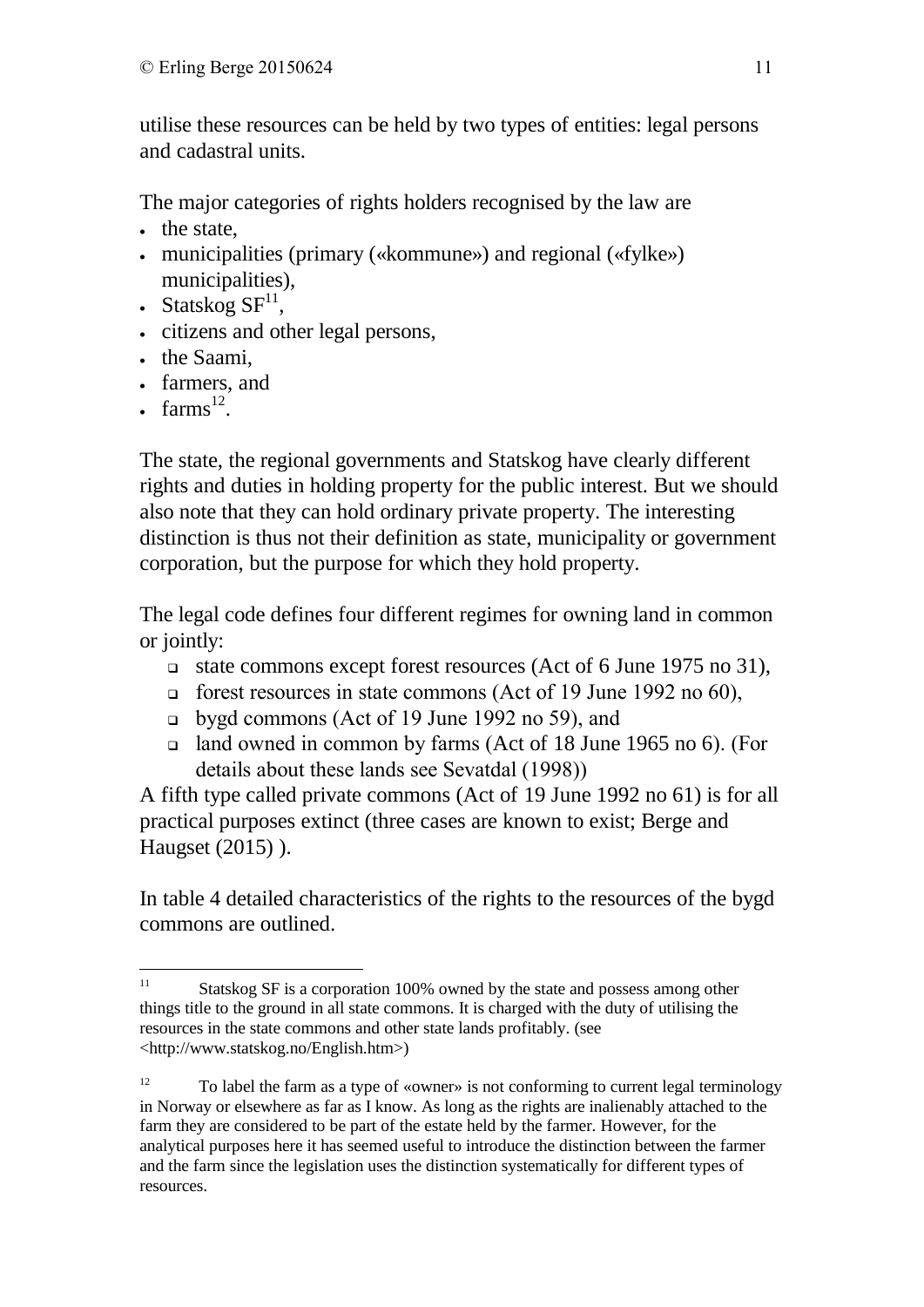utilise these resources can be held by two types of entities: legal persons and cadastral units.

The major categories of rights holders recognised by the law are

- the state,
- municipalities (primary («kommune») and regional («fylke») municipalities),
- Statskog SF[11],
- citizens and other legal persons,
- the Saami,
- farmers, and
- farms[12].

The state, the regional governments and Statskog have clearly different rights and duties in holding property for the public interest. But we should also note that they can hold ordinary private property. The interesting distinction is thus not their definition as state, municipality or government corporation, but the purpose for which they hold property.

The legal code defines four different regimes for owning land in common or jointly:

- state commons except forest resources (Act of 6 June 1975 no 31),
- forest resources in state commons (Act of 19 June 1992 no 60),
- bygd commons (Act of 19 June 1992 no 59), and
- land owned in common by farms (Act of 18 June 1965 no 6). (For details about these lands see Sevatdal (1998))

A fifth type called private commons (Act of 19 June 1992 no 61) is for all practical purposes extinct (three cases are known to exist; Berge and Haugset (2015) ).

In table 4 detailed characteristics of the rights to the resources of the bygd commons are outlined.

---

[11] Statskog SF is a corporation 100% owned by the state and possess among other things title to the ground in all state commons. It is charged with the duty of utilising the resources in the state commons and other state lands profitably. (see <http://www.statskog.no/English.htm>)

[12] To label the farm as a type of «owner» is not conforming to current legal terminology in Norway or elsewhere as far as I know. As long as the rights are inalienably attached to the farm they are considered to be part of the estate held by the farmer. However, for the analytical purposes here it has seemed useful to introduce the distinction between the farmer and the farm since the legislation uses the distinction systematically for different types of resources.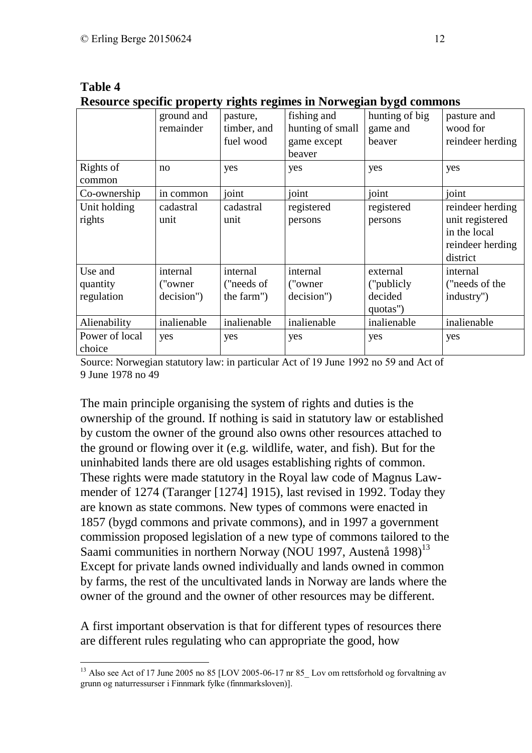**Table 4**
**Resource specific property rights regimes in Norwegian bygd commons**

| | ground and remainder | pasture, timber, and fuel wood | fishing and hunting of small game except beaver | hunting of big game and beaver | pasture and wood for reindeer herding |
|---|---|---|---|---|---|
| Rights of common | no | yes | yes | yes | yes |
| Co-ownership | in common | joint | joint | joint | joint |
| Unit holding rights | cadastral unit | cadastral unit | registered persons | registered persons | reindeer herding unit registered in the local reindeer herding district |
| Use and quantity regulation | internal ("owner decision") | internal ("needs of the farm") | internal ("owner decision") | external ("publicly decided quotas") | internal ("needs of the industry") |
| Alienability | inalienable | inalienable | inalienable | inalienable | inalienable |
| Power of local choice | yes | yes | yes | yes | yes |

Source: Norwegian statutory law: in particular Act of 19 June 1992 no 59 and Act of 9 June 1978 no 49

The main principle organising the system of rights and duties is the ownership of the ground. If nothing is said in statutory law or established by custom the owner of the ground also owns other resources attached to the ground or flowing over it (e.g. wildlife, water, and fish). But for the uninhabited lands there are old usages establishing rights of common. These rights were made statutory in the Royal law code of Magnus Law-mender of 1274 (Taranger [1274] 1915), last revised in 1992. Today they are known as state commons. New types of commons were enacted in 1857 (bygd commons and private commons), and in 1997 a government commission proposed legislation of a new type of commons tailored to the Saami communities in northern Norway (NOU 1997, Austenå 1998)[13] Except for private lands owned individually and lands owned in common by farms, the rest of the uncultivated lands in Norway are lands where the owner of the ground and the owner of other resources may be different.

A first important observation is that for different types of resources there are different rules regulating who can appropriate the good, how

[13] Also see Act of 17 June 2005 no 85 [LOV 2005-06-17 nr 85_ Lov om rettsforhold og forvaltning av grunn og naturressurser i Finnmark fylke (finnmarksloven)].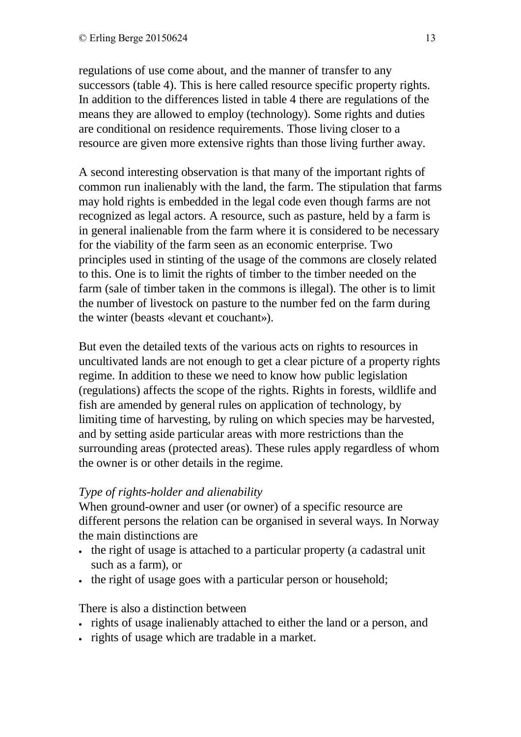regulations of use come about, and the manner of transfer to any successors (table 4). This is here called resource specific property rights. In addition to the differences listed in table 4 there are regulations of the means they are allowed to employ (technology). Some rights and duties are conditional on residence requirements. Those living closer to a resource are given more extensive rights than those living further away.

A second interesting observation is that many of the important rights of common run inalienably with the land, the farm. The stipulation that farms may hold rights is embedded in the legal code even though farms are not recognized as legal actors. A resource, such as pasture, held by a farm is in general inalienable from the farm where it is considered to be necessary for the viability of the farm seen as an economic enterprise. Two principles used in stinting of the usage of the commons are closely related to this. One is to limit the rights of timber to the timber needed on the farm (sale of timber taken in the commons is illegal). The other is to limit the number of livestock on pasture to the number fed on the farm during the winter (beasts «levant et couchant»).

But even the detailed texts of the various acts on rights to resources in uncultivated lands are not enough to get a clear picture of a property rights regime. In addition to these we need to know how public legislation (regulations) affects the scope of the rights. Rights in forests, wildlife and fish are amended by general rules on application of technology, by limiting time of harvesting, by ruling on which species may be harvested, and by setting aside particular areas with more restrictions than the surrounding areas (protected areas). These rules apply regardless of whom the owner is or other details in the regime.

*Type of rights-holder and alienability*

When ground-owner and user (or owner) of a specific resource are different persons the relation can be organised in several ways. In Norway the main distinctions are

- the right of usage is attached to a particular property (a cadastral unit such as a farm), or
- the right of usage goes with a particular person or household;

There is also a distinction between

- rights of usage inalienably attached to either the land or a person, and
- rights of usage which are tradable in a market.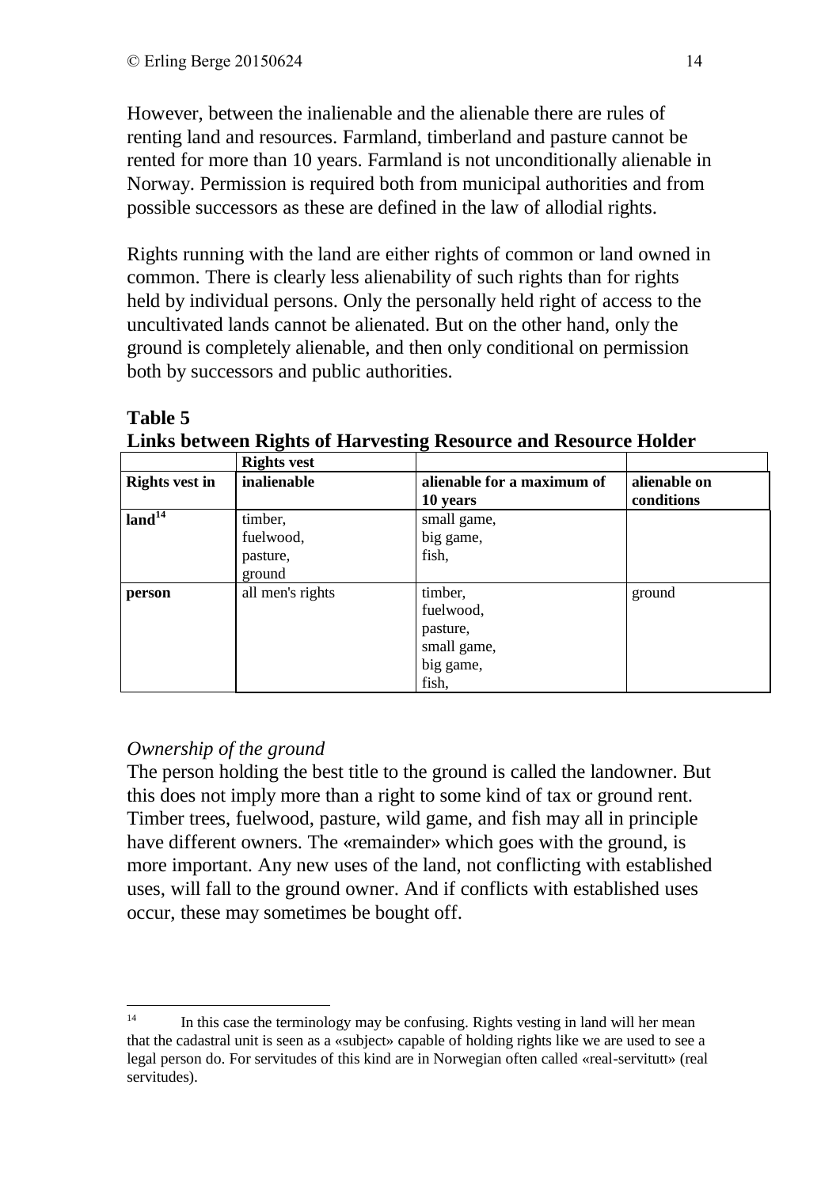However, between the inalienable and the alienable there are rules of renting land and resources. Farmland, timberland and pasture cannot be rented for more than 10 years. Farmland is not unconditionally alienable in Norway. Permission is required both from municipal authorities and from possible successors as these are defined in the law of allodial rights.

Rights running with the land are either rights of common or land owned in common. There is clearly less alienability of such rights than for rights held by individual persons. Only the personally held right of access to the uncultivated lands cannot be alienated. But on the other hand, only the ground is completely alienable, and then only conditional on permission both by successors and public authorities.

**Table 5**
**Links between Rights of Harvesting Resource and Resource Holder**

| | **Rights vest** | | |
|---|---|---|---|
| **Rights vest in** | **inalienable** | **alienable for a maximum of 10 years** | **alienable on conditions** |
| **land**[14] | timber, fuelwood, pasture, ground | small game, big game, fish, | |
| **person** | all men's rights | timber, fuelwood, pasture, small game, big game, fish, | ground |

*Ownership of the ground*

The person holding the best title to the ground is called the landowner. But this does not imply more than a right to some kind of tax or ground rent. Timber trees, fuelwood, pasture, wild game, and fish may all in principle have different owners. The «remainder» which goes with the ground, is more important. Any new uses of the land, not conflicting with established uses, will fall to the ground owner. And if conflicts with established uses occur, these may sometimes be bought off.

---

[14] In this case the terminology may be confusing. Rights vesting in land will her mean that the cadastral unit is seen as a «subject» capable of holding rights like we are used to see a legal person do. For servitudes of this kind are in Norwegian often called «real-servitutt» (real servitudes).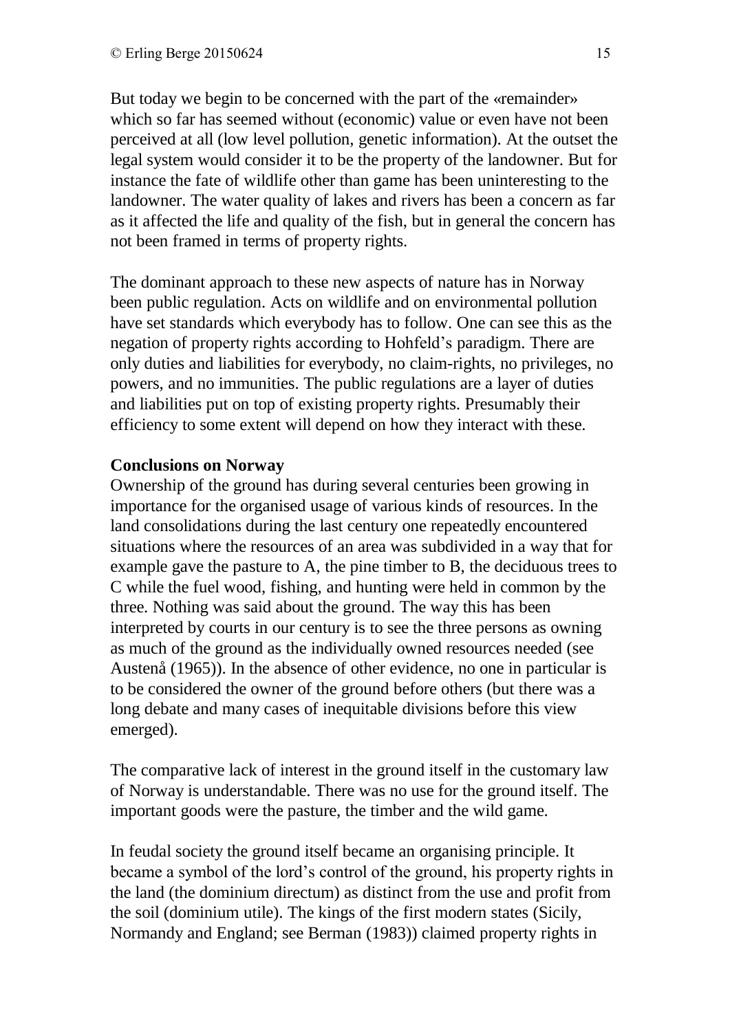But today we begin to be concerned with the part of the «remainder» which so far has seemed without (economic) value or even have not been perceived at all (low level pollution, genetic information). At the outset the legal system would consider it to be the property of the landowner. But for instance the fate of wildlife other than game has been uninteresting to the landowner. The water quality of lakes and rivers has been a concern as far as it affected the life and quality of the fish, but in general the concern has not been framed in terms of property rights.

The dominant approach to these new aspects of nature has in Norway been public regulation. Acts on wildlife and on environmental pollution have set standards which everybody has to follow. One can see this as the negation of property rights according to Hohfeld's paradigm. There are only duties and liabilities for everybody, no claim-rights, no privileges, no powers, and no immunities. The public regulations are a layer of duties and liabilities put on top of existing property rights. Presumably their efficiency to some extent will depend on how they interact with these.

**Conclusions on Norway**

Ownership of the ground has during several centuries been growing in importance for the organised usage of various kinds of resources. In the land consolidations during the last century one repeatedly encountered situations where the resources of an area was subdivided in a way that for example gave the pasture to A, the pine timber to B, the deciduous trees to C while the fuel wood, fishing, and hunting were held in common by the three. Nothing was said about the ground. The way this has been interpreted by courts in our century is to see the three persons as owning as much of the ground as the individually owned resources needed (see Austenå (1965)). In the absence of other evidence, no one in particular is to be considered the owner of the ground before others (but there was a long debate and many cases of inequitable divisions before this view emerged).

The comparative lack of interest in the ground itself in the customary law of Norway is understandable. There was no use for the ground itself. The important goods were the pasture, the timber and the wild game.

In feudal society the ground itself became an organising principle. It became a symbol of the lord's control of the ground, his property rights in the land (the dominium directum) as distinct from the use and profit from the soil (dominium utile). The kings of the first modern states (Sicily, Normandy and England; see Berman (1983)) claimed property rights in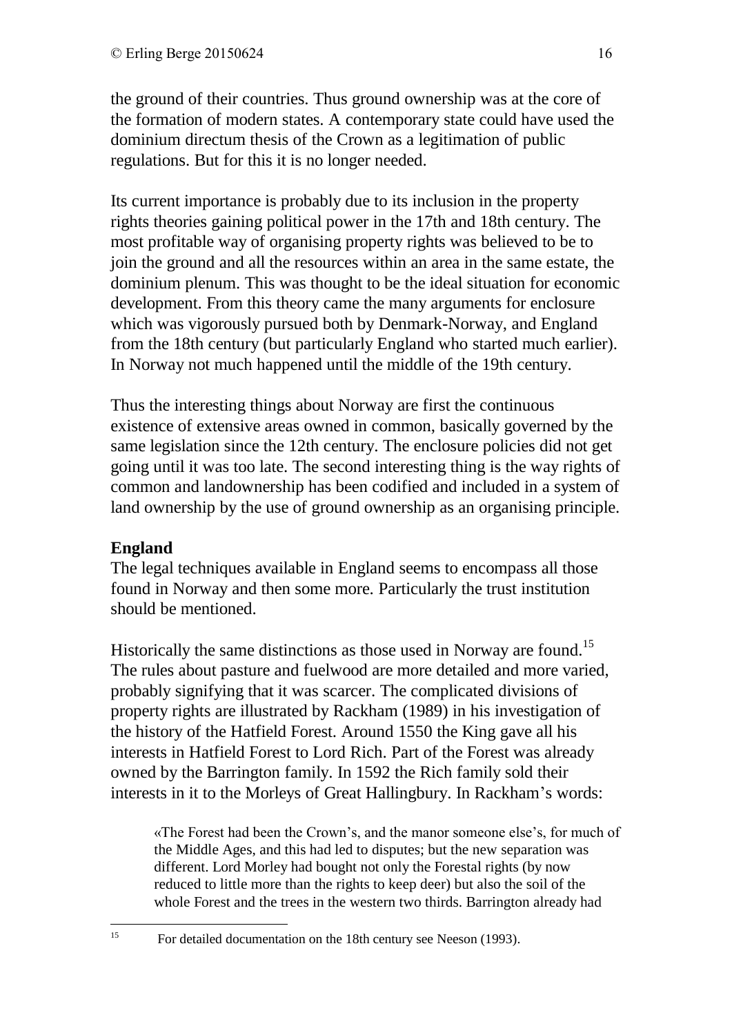the ground of their countries. Thus ground ownership was at the core of the formation of modern states. A contemporary state could have used the dominium directum thesis of the Crown as a legitimation of public regulations. But for this it is no longer needed.

Its current importance is probably due to its inclusion in the property rights theories gaining political power in the 17th and 18th century. The most profitable way of organising property rights was believed to be to join the ground and all the resources within an area in the same estate, the dominium plenum. This was thought to be the ideal situation for economic development. From this theory came the many arguments for enclosure which was vigorously pursued both by Denmark-Norway, and England from the 18th century (but particularly England who started much earlier). In Norway not much happened until the middle of the 19th century.

Thus the interesting things about Norway are first the continuous existence of extensive areas owned in common, basically governed by the same legislation since the 12th century. The enclosure policies did not get going until it was too late. The second interesting thing is the way rights of common and landownership has been codified and included in a system of land ownership by the use of ground ownership as an organising principle.

**England**

The legal techniques available in England seems to encompass all those found in Norway and then some more. Particularly the trust institution should be mentioned.

Historically the same distinctions as those used in Norway are found.[15] The rules about pasture and fuelwood are more detailed and more varied, probably signifying that it was scarcer. The complicated divisions of property rights are illustrated by Rackham (1989) in his investigation of the history of the Hatfield Forest. Around 1550 the King gave all his interests in Hatfield Forest to Lord Rich. Part of the Forest was already owned by the Barrington family. In 1592 the Rich family sold their interests in it to the Morleys of Great Hallingbury. In Rackham's words:

> «The Forest had been the Crown's, and the manor someone else's, for much of the Middle Ages, and this had led to disputes; but the new separation was different. Lord Morley had bought not only the Forestal rights (by now reduced to little more than the rights to keep deer) but also the soil of the whole Forest and the trees in the western two thirds. Barrington already had

---

[15] For detailed documentation on the 18th century see Neeson (1993).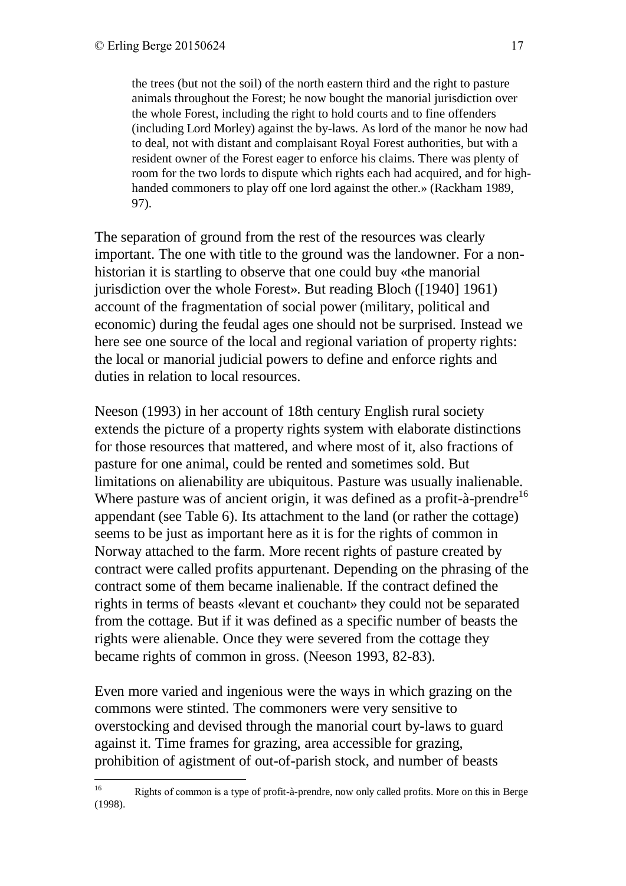> the trees (but not the soil) of the north eastern third and the right to pasture animals throughout the Forest; he now bought the manorial jurisdiction over the whole Forest, including the right to hold courts and to fine offenders (including Lord Morley) against the by-laws. As lord of the manor he now had to deal, not with distant and complaisant Royal Forest authorities, but with a resident owner of the Forest eager to enforce his claims. There was plenty of room for the two lords to dispute which rights each had acquired, and for high-handed commoners to play off one lord against the other.» (Rackham 1989, 97).

The separation of ground from the rest of the resources was clearly important. The one with title to the ground was the landowner. For a non-historian it is startling to observe that one could buy «the manorial jurisdiction over the whole Forest». But reading Bloch ([1940] 1961) account of the fragmentation of social power (military, political and economic) during the feudal ages one should not be surprised. Instead we here see one source of the local and regional variation of property rights: the local or manorial judicial powers to define and enforce rights and duties in relation to local resources.

Neeson (1993) in her account of 18th century English rural society extends the picture of a property rights system with elaborate distinctions for those resources that mattered, and where most of it, also fractions of pasture for one animal, could be rented and sometimes sold. But limitations on alienability are ubiquitous. Pasture was usually inalienable. Where pasture was of ancient origin, it was defined as a profit-à-prendre[16] appendant (see Table 6). Its attachment to the land (or rather the cottage) seems to be just as important here as it is for the rights of common in Norway attached to the farm. More recent rights of pasture created by contract were called profits appurtenant. Depending on the phrasing of the contract some of them became inalienable. If the contract defined the rights in terms of beasts «levant et couchant» they could not be separated from the cottage. But if it was defined as a specific number of beasts the rights were alienable. Once they were severed from the cottage they became rights of common in gross. (Neeson 1993, 82-83).

Even more varied and ingenious were the ways in which grazing on the commons were stinted. The commoners were very sensitive to overstocking and devised through the manorial court by-laws to guard against it. Time frames for grazing, area accessible for grazing, prohibition of agistment of out-of-parish stock, and number of beasts

---

[16] Rights of common is a type of profit-à-prendre, now only called profits. More on this in Berge (1998).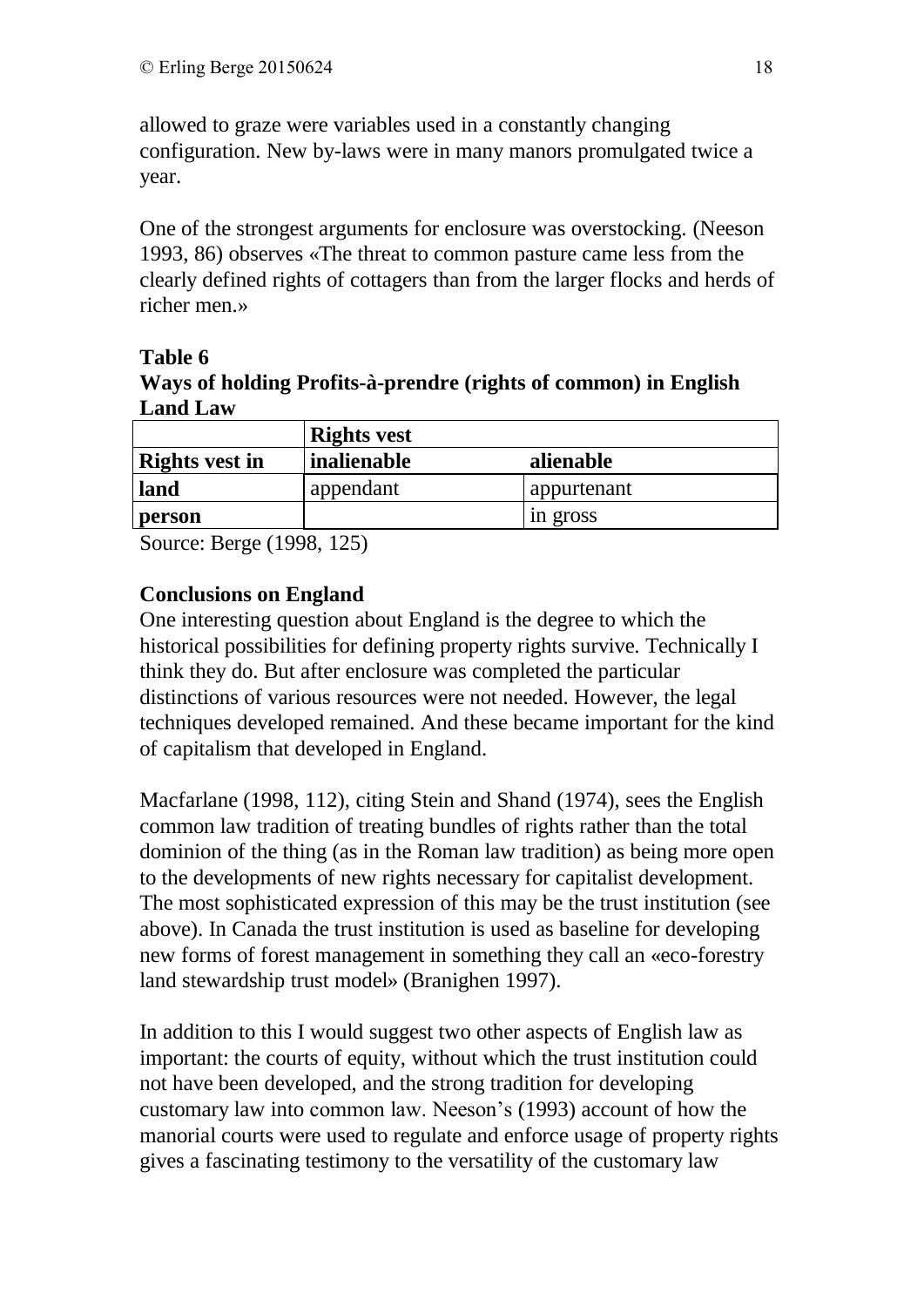allowed to graze were variables used in a constantly changing configuration. New by-laws were in many manors promulgated twice a year.

One of the strongest arguments for enclosure was overstocking. (Neeson 1993, 86) observes «The threat to common pasture came less from the clearly defined rights of cottagers than from the larger flocks and herds of richer men.»

**Table 6**
**Ways of holding Profits-à-prendre (rights of common) in English Land Law**

| | **Rights vest** | |
|---|---|---|
| **Rights vest in** | **inalienable** | **alienable** |
| **land** | appendant | appurtenant |
| **person** | | in gross |

Source: Berge (1998, 125)

### Conclusions on England

One interesting question about England is the degree to which the historical possibilities for defining property rights survive. Technically I think they do. But after enclosure was completed the particular distinctions of various resources were not needed. However, the legal techniques developed remained. And these became important for the kind of capitalism that developed in England.

Macfarlane (1998, 112), citing Stein and Shand (1974), sees the English common law tradition of treating bundles of rights rather than the total dominion of the thing (as in the Roman law tradition) as being more open to the developments of new rights necessary for capitalist development. The most sophisticated expression of this may be the trust institution (see above). In Canada the trust institution is used as baseline for developing new forms of forest management in something they call an «eco-forestry land stewardship trust model» (Branighen 1997).

In addition to this I would suggest two other aspects of English law as important: the courts of equity, without which the trust institution could not have been developed, and the strong tradition for developing customary law into common law. Neeson's (1993) account of how the manorial courts were used to regulate and enforce usage of property rights gives a fascinating testimony to the versatility of the customary law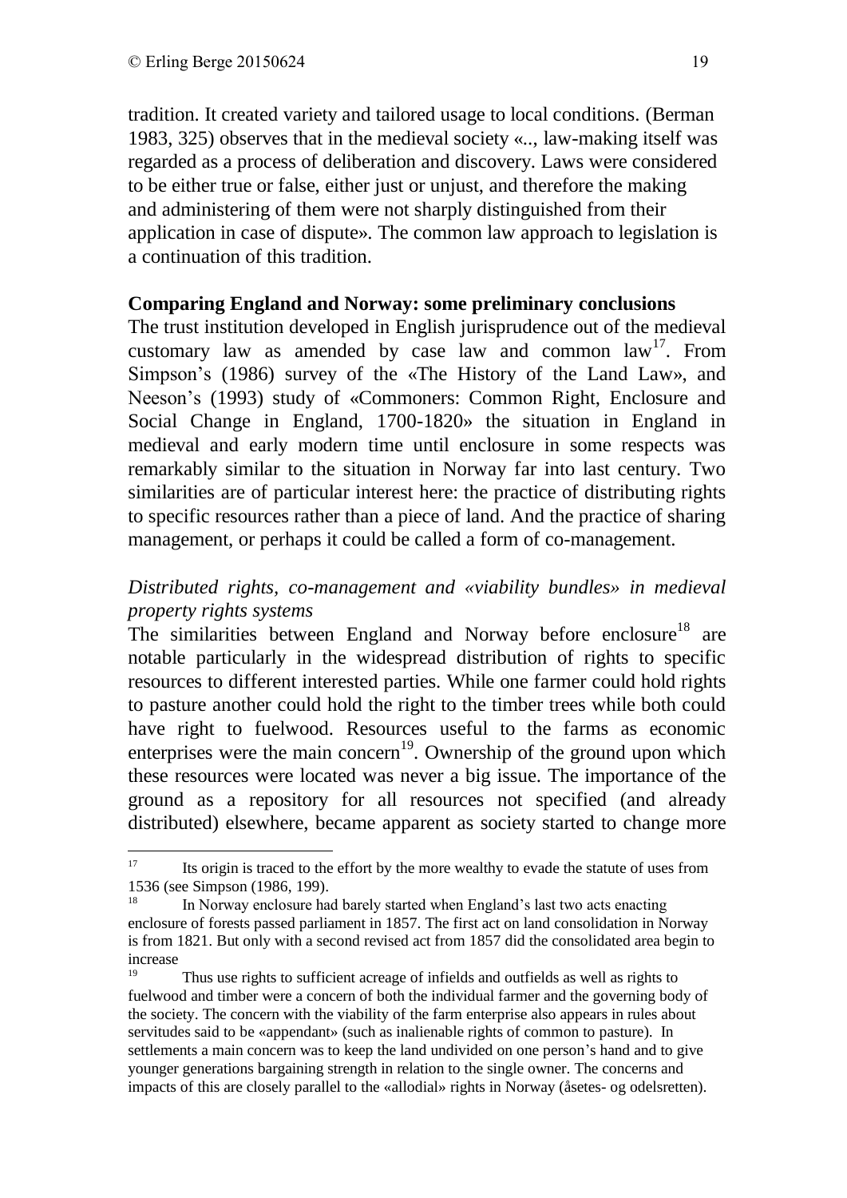tradition. It created variety and tailored usage to local conditions. (Berman 1983, 325) observes that in the medieval society «.., law-making itself was regarded as a process of deliberation and discovery. Laws were considered to be either true or false, either just or unjust, and therefore the making and administering of them were not sharply distinguished from their application in case of dispute». The common law approach to legislation is a continuation of this tradition.

**Comparing England and Norway: some preliminary conclusions**

The trust institution developed in English jurisprudence out of the medieval customary law as amended by case law and common law[17]. From Simpson's (1986) survey of the «The History of the Land Law», and Neeson's (1993) study of «Commoners: Common Right, Enclosure and Social Change in England, 1700-1820» the situation in England in medieval and early modern time until enclosure in some respects was remarkably similar to the situation in Norway far into last century. Two similarities are of particular interest here: the practice of distributing rights to specific resources rather than a piece of land. And the practice of sharing management, or perhaps it could be called a form of co-management.

*Distributed rights, co-management and «viability bundles» in medieval property rights systems*

The similarities between England and Norway before enclosure[18] are notable particularly in the widespread distribution of rights to specific resources to different interested parties. While one farmer could hold rights to pasture another could hold the right to the timber trees while both could have right to fuelwood. Resources useful to the farms as economic enterprises were the main concern[19]. Ownership of the ground upon which these resources were located was never a big issue. The importance of the ground as a repository for all resources not specified (and already distributed) elsewhere, became apparent as society started to change more

---

[17] Its origin is traced to the effort by the more wealthy to evade the statute of uses from 1536 (see Simpson (1986, 199).

[18] In Norway enclosure had barely started when England's last two acts enacting enclosure of forests passed parliament in 1857. The first act on land consolidation in Norway is from 1821. But only with a second revised act from 1857 did the consolidated area begin to increase

[19] Thus use rights to sufficient acreage of infields and outfields as well as rights to fuelwood and timber were a concern of both the individual farmer and the governing body of the society. The concern with the viability of the farm enterprise also appears in rules about servitudes said to be «appendant» (such as inalienable rights of common to pasture). In settlements a main concern was to keep the land undivided on one person's hand and to give younger generations bargaining strength in relation to the single owner. The concerns and impacts of this are closely parallel to the «allodial» rights in Norway (åsetes- og odelsretten).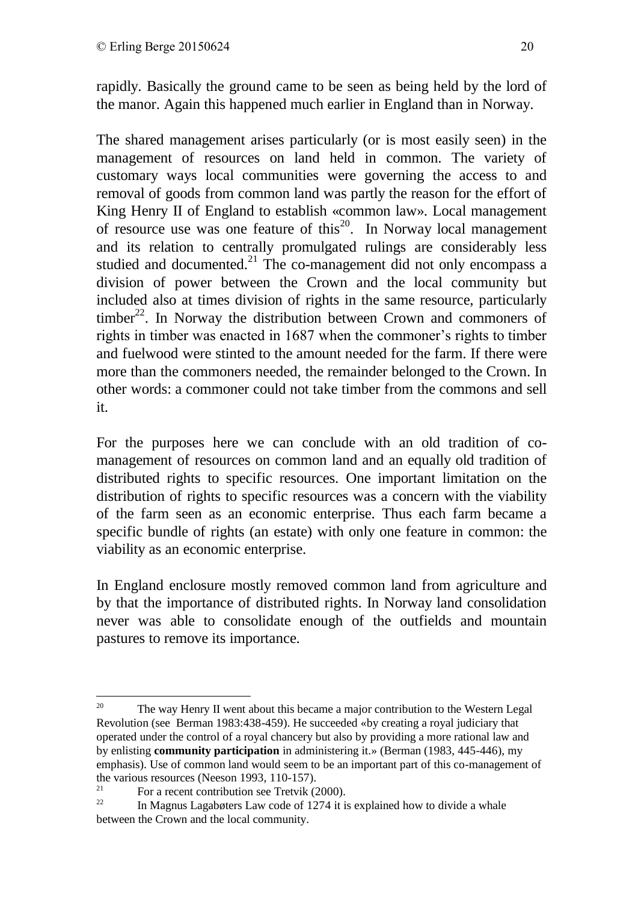rapidly. Basically the ground came to be seen as being held by the lord of the manor. Again this happened much earlier in England than in Norway.

The shared management arises particularly (or is most easily seen) in the management of resources on land held in common. The variety of customary ways local communities were governing the access to and removal of goods from common land was partly the reason for the effort of King Henry II of England to establish «common law». Local management of resource use was one feature of this[20]. In Norway local management and its relation to centrally promulgated rulings are considerably less studied and documented.[21] The co-management did not only encompass a division of power between the Crown and the local community but included also at times division of rights in the same resource, particularly timber[22]. In Norway the distribution between Crown and commoners of rights in timber was enacted in 1687 when the commoner's rights to timber and fuelwood were stinted to the amount needed for the farm. If there were more than the commoners needed, the remainder belonged to the Crown. In other words: a commoner could not take timber from the commons and sell it.

For the purposes here we can conclude with an old tradition of co-management of resources on common land and an equally old tradition of distributed rights to specific resources. One important limitation on the distribution of rights to specific resources was a concern with the viability of the farm seen as an economic enterprise. Thus each farm became a specific bundle of rights (an estate) with only one feature in common: the viability as an economic enterprise.

In England enclosure mostly removed common land from agriculture and by that the importance of distributed rights. In Norway land consolidation never was able to consolidate enough of the outfields and mountain pastures to remove its importance.

---

[20] The way Henry II went about this became a major contribution to the Western Legal Revolution (see Berman 1983:438-459). He succeeded «by creating a royal judiciary that operated under the control of a royal chancery but also by providing a more rational law and by enlisting **community participation** in administering it.» (Berman (1983, 445-446), my emphasis). Use of common land would seem to be an important part of this co-management of the various resources (Neeson 1993, 110-157).

[21] For a recent contribution see Tretvik (2000).

[22] In Magnus Lagabøters Law code of 1274 it is explained how to divide a whale between the Crown and the local community.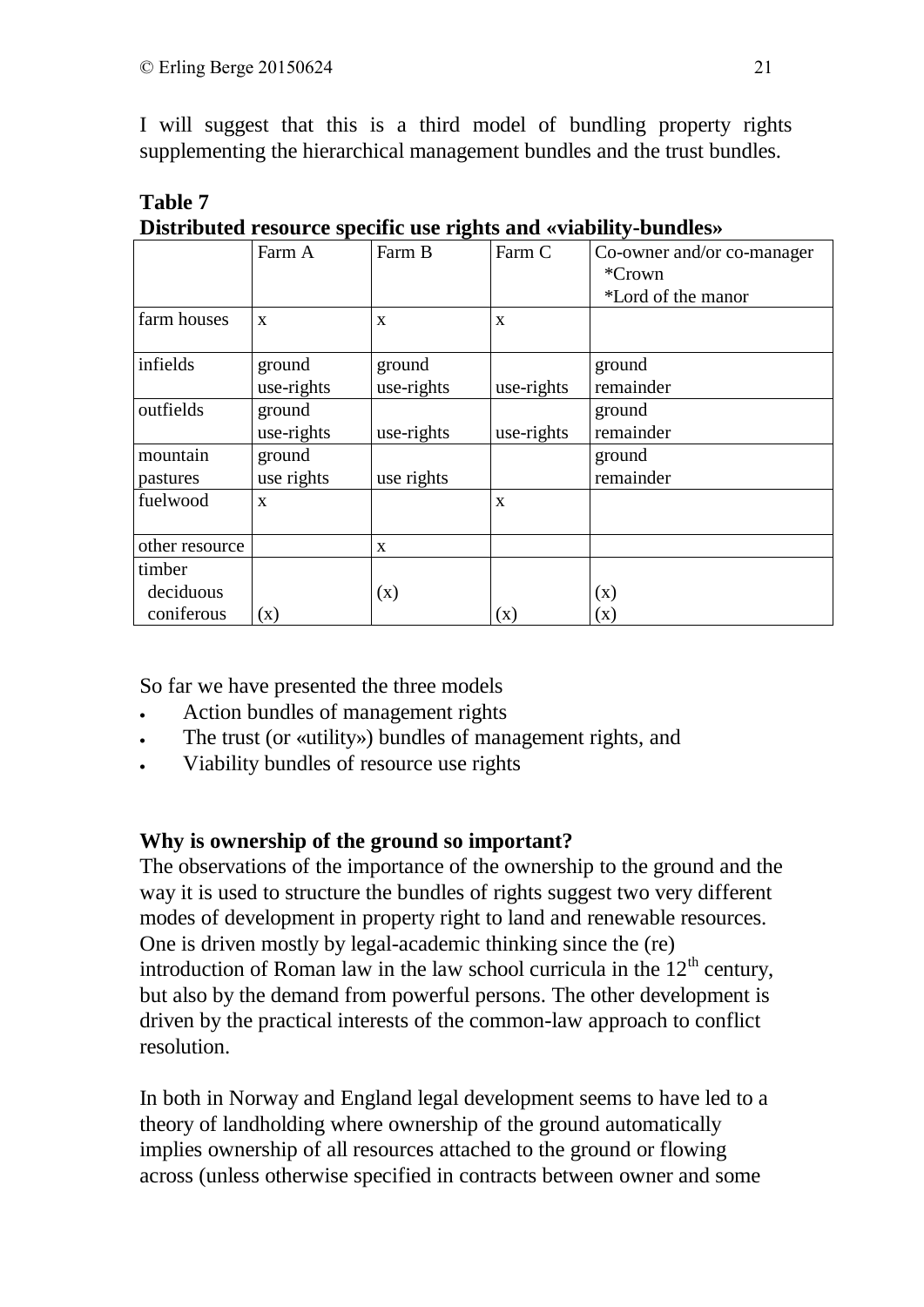I will suggest that this is a third model of bundling property rights supplementing the hierarchical management bundles and the trust bundles.

**Table 7**
**Distributed resource specific use rights and «viability-bundles»**

| | Farm A | Farm B | Farm C | Co-owner and/or co-manager *Crown *Lord of the manor |
|---|---|---|---|---|
| farm houses | x | x | x | |
| infields | ground use-rights | ground use-rights | use-rights | ground remainder |
| outfields | ground use-rights | use-rights | use-rights | ground remainder |
| mountain pastures | ground use rights | use rights | | ground remainder |
| fuelwood | x | | x | |
| other resource | | x | | |
| timber deciduous | | (x) | | (x) |
| coniferous | (x) | | (x) | (x) |

So far we have presented the three models

- Action bundles of management rights
- The trust (or «utility») bundles of management rights, and
- Viability bundles of resource use rights

**Why is ownership of the ground so important?**

The observations of the importance of the ownership to the ground and the way it is used to structure the bundles of rights suggest two very different modes of development in property right to land and renewable resources. One is driven mostly by legal-academic thinking since the (re) introduction of Roman law in the law school curricula in the 12th century, but also by the demand from powerful persons. The other development is driven by the practical interests of the common-law approach to conflict resolution.

In both in Norway and England legal development seems to have led to a theory of landholding where ownership of the ground automatically implies ownership of all resources attached to the ground or flowing across (unless otherwise specified in contracts between owner and some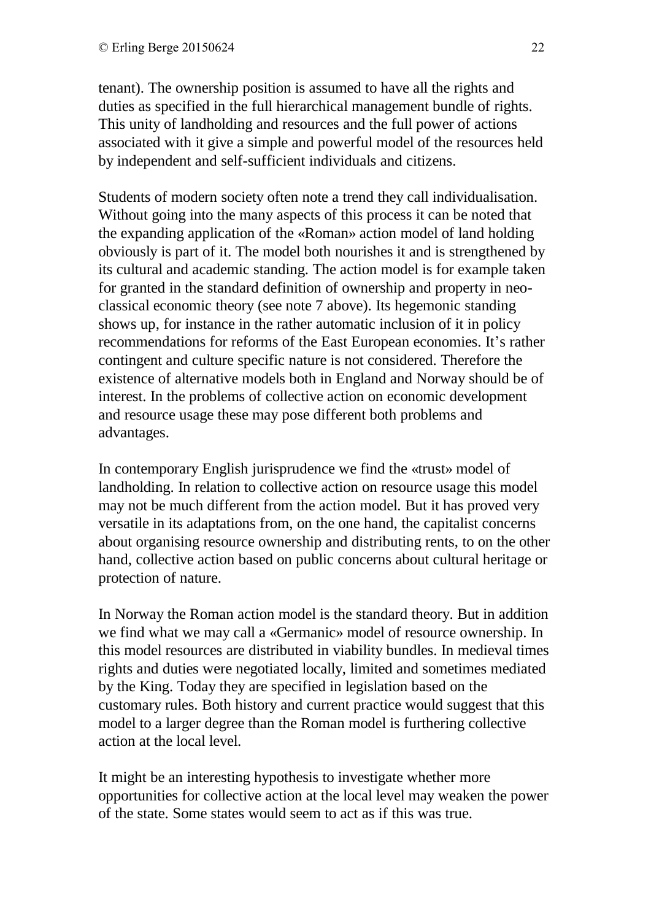tenant). The ownership position is assumed to have all the rights and duties as specified in the full hierarchical management bundle of rights. This unity of landholding and resources and the full power of actions associated with it give a simple and powerful model of the resources held by independent and self-sufficient individuals and citizens.

Students of modern society often note a trend they call individualisation. Without going into the many aspects of this process it can be noted that the expanding application of the «Roman» action model of land holding obviously is part of it. The model both nourishes it and is strengthened by its cultural and academic standing. The action model is for example taken for granted in the standard definition of ownership and property in neo-classical economic theory (see note 7 above). Its hegemonic standing shows up, for instance in the rather automatic inclusion of it in policy recommendations for reforms of the East European economies. It's rather contingent and culture specific nature is not considered. Therefore the existence of alternative models both in England and Norway should be of interest. In the problems of collective action on economic development and resource usage these may pose different both problems and advantages.

In contemporary English jurisprudence we find the «trust» model of landholding. In relation to collective action on resource usage this model may not be much different from the action model. But it has proved very versatile in its adaptations from, on the one hand, the capitalist concerns about organising resource ownership and distributing rents, to on the other hand, collective action based on public concerns about cultural heritage or protection of nature.

In Norway the Roman action model is the standard theory. But in addition we find what we may call a «Germanic» model of resource ownership. In this model resources are distributed in viability bundles. In medieval times rights and duties were negotiated locally, limited and sometimes mediated by the King. Today they are specified in legislation based on the customary rules. Both history and current practice would suggest that this model to a larger degree than the Roman model is furthering collective action at the local level.

It might be an interesting hypothesis to investigate whether more opportunities for collective action at the local level may weaken the power of the state. Some states would seem to act as if this was true.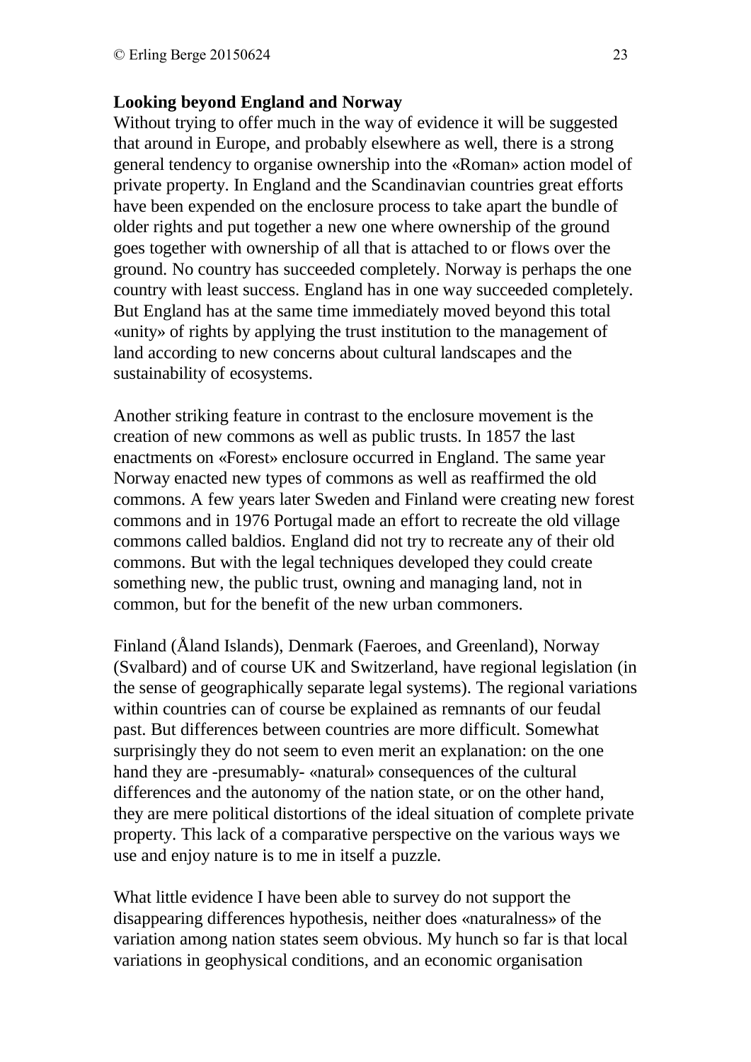**Looking beyond England and Norway**

Without trying to offer much in the way of evidence it will be suggested that around in Europe, and probably elsewhere as well, there is a strong general tendency to organise ownership into the «Roman» action model of private property. In England and the Scandinavian countries great efforts have been expended on the enclosure process to take apart the bundle of older rights and put together a new one where ownership of the ground goes together with ownership of all that is attached to or flows over the ground. No country has succeeded completely. Norway is perhaps the one country with least success. England has in one way succeeded completely. But England has at the same time immediately moved beyond this total «unity» of rights by applying the trust institution to the management of land according to new concerns about cultural landscapes and the sustainability of ecosystems.

Another striking feature in contrast to the enclosure movement is the creation of new commons as well as public trusts. In 1857 the last enactments on «Forest» enclosure occurred in England. The same year Norway enacted new types of commons as well as reaffirmed the old commons. A few years later Sweden and Finland were creating new forest commons and in 1976 Portugal made an effort to recreate the old village commons called baldios. England did not try to recreate any of their old commons. But with the legal techniques developed they could create something new, the public trust, owning and managing land, not in common, but for the benefit of the new urban commoners.

Finland (Åland Islands), Denmark (Faeroes, and Greenland), Norway (Svalbard) and of course UK and Switzerland, have regional legislation (in the sense of geographically separate legal systems). The regional variations within countries can of course be explained as remnants of our feudal past. But differences between countries are more difficult. Somewhat surprisingly they do not seem to even merit an explanation: on the one hand they are -presumably- «natural» consequences of the cultural differences and the autonomy of the nation state, or on the other hand, they are mere political distortions of the ideal situation of complete private property. This lack of a comparative perspective on the various ways we use and enjoy nature is to me in itself a puzzle.

What little evidence I have been able to survey do not support the disappearing differences hypothesis, neither does «naturalness» of the variation among nation states seem obvious. My hunch so far is that local variations in geophysical conditions, and an economic organisation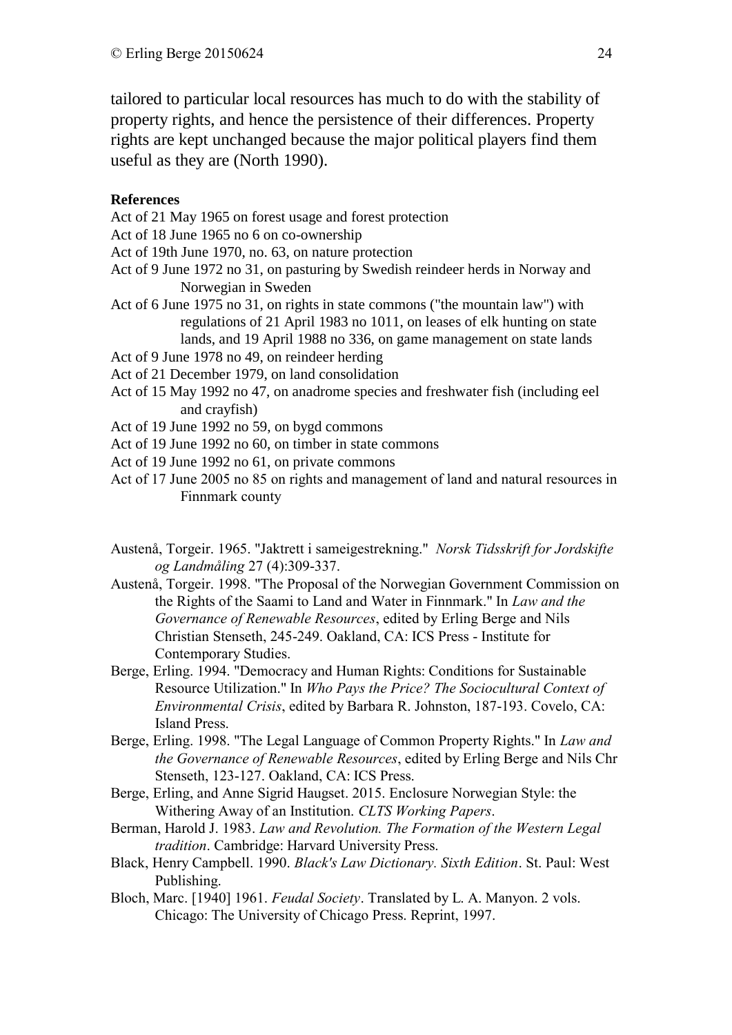tailored to particular local resources has much to do with the stability of property rights, and hence the persistence of their differences. Property rights are kept unchanged because the major political players find them useful as they are (North 1990).

**References**

Act of 21 May 1965 on forest usage and forest protection

Act of 18 June 1965 no 6 on co-ownership

Act of 19th June 1970, no. 63, on nature protection

Act of 9 June 1972 no 31, on pasturing by Swedish reindeer herds in Norway and Norwegian in Sweden

Act of 6 June 1975 no 31, on rights in state commons ("the mountain law") with regulations of 21 April 1983 no 1011, on leases of elk hunting on state lands, and 19 April 1988 no 336, on game management on state lands

Act of 9 June 1978 no 49, on reindeer herding

Act of 21 December 1979, on land consolidation

Act of 15 May 1992 no 47, on anadrome species and freshwater fish (including eel and crayfish)

Act of 19 June 1992 no 59, on bygd commons

Act of 19 June 1992 no 60, on timber in state commons

Act of 19 June 1992 no 61, on private commons

Act of 17 June 2005 no 85 on rights and management of land and natural resources in Finnmark county

Austenå, Torgeir. 1965. "Jaktrett i sameigestrekning." *Norsk Tidsskrift for Jordskifte og Landmåling* 27 (4):309-337.

Austenå, Torgeir. 1998. "The Proposal of the Norwegian Government Commission on the Rights of the Saami to Land and Water in Finnmark." In *Law and the Governance of Renewable Resources*, edited by Erling Berge and Nils Christian Stenseth, 245-249. Oakland, CA: ICS Press - Institute for Contemporary Studies.

Berge, Erling. 1994. "Democracy and Human Rights: Conditions for Sustainable Resource Utilization." In *Who Pays the Price? The Sociocultural Context of Environmental Crisis*, edited by Barbara R. Johnston, 187-193. Covelo, CA: Island Press.

Berge, Erling. 1998. "The Legal Language of Common Property Rights." In *Law and the Governance of Renewable Resources*, edited by Erling Berge and Nils Chr Stenseth, 123-127. Oakland, CA: ICS Press.

Berge, Erling, and Anne Sigrid Haugset. 2015. Enclosure Norwegian Style: the Withering Away of an Institution. *CLTS Working Papers*.

Berman, Harold J. 1983. *Law and Revolution. The Formation of the Western Legal tradition*. Cambridge: Harvard University Press.

Black, Henry Campbell. 1990. *Black's Law Dictionary. Sixth Edition*. St. Paul: West Publishing.

Bloch, Marc. [1940] 1961. *Feudal Society*. Translated by L. A. Manyon. 2 vols. Chicago: The University of Chicago Press. Reprint, 1997.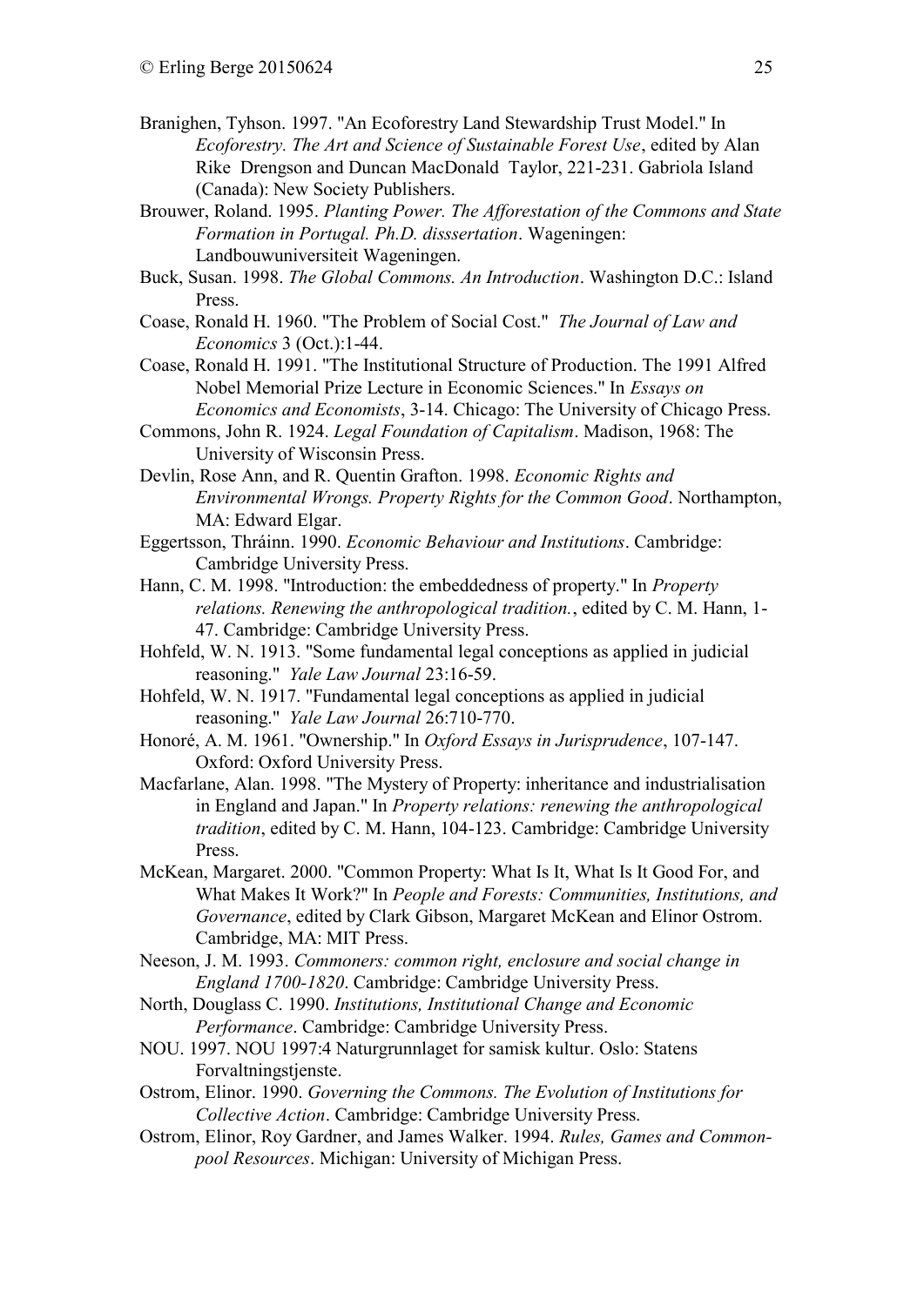Branighen, Tyhson. 1997. "An Ecoforestry Land Stewardship Trust Model." In *Ecoforestry. The Art and Science of Sustainable Forest Use*, edited by Alan Rike Drengson and Duncan MacDonald Taylor, 221-231. Gabriola Island (Canada): New Society Publishers.

Brouwer, Roland. 1995. *Planting Power. The Afforestation of the Commons and State Formation in Portugal. Ph.D. disssertation*. Wageningen: Landbouwuniversiteit Wageningen.

Buck, Susan. 1998. *The Global Commons. An Introduction*. Washington D.C.: Island Press.

Coase, Ronald H. 1960. "The Problem of Social Cost." *The Journal of Law and Economics* 3 (Oct.):1-44.

Coase, Ronald H. 1991. "The Institutional Structure of Production. The 1991 Alfred Nobel Memorial Prize Lecture in Economic Sciences." In *Essays on Economics and Economists*, 3-14. Chicago: The University of Chicago Press.

Commons, John R. 1924. *Legal Foundation of Capitalism*. Madison, 1968: The University of Wisconsin Press.

Devlin, Rose Ann, and R. Quentin Grafton. 1998. *Economic Rights and Environmental Wrongs. Property Rights for the Common Good*. Northampton, MA: Edward Elgar.

Eggertsson, Thráinn. 1990. *Economic Behaviour and Institutions*. Cambridge: Cambridge University Press.

Hann, C. M. 1998. "Introduction: the embeddedness of property." In *Property relations. Renewing the anthropological tradition.*, edited by C. M. Hann, 1-47. Cambridge: Cambridge University Press.

Hohfeld, W. N. 1913. "Some fundamental legal conceptions as applied in judicial reasoning." *Yale Law Journal* 23:16-59.

Hohfeld, W. N. 1917. "Fundamental legal conceptions as applied in judicial reasoning." *Yale Law Journal* 26:710-770.

Honoré, A. M. 1961. "Ownership." In *Oxford Essays in Jurisprudence*, 107-147. Oxford: Oxford University Press.

Macfarlane, Alan. 1998. "The Mystery of Property: inheritance and industrialisation in England and Japan." In *Property relations: renewing the anthropological tradition*, edited by C. M. Hann, 104-123. Cambridge: Cambridge University Press.

McKean, Margaret. 2000. "Common Property: What Is It, What Is It Good For, and What Makes It Work?" In *People and Forests: Communities, Institutions, and Governance*, edited by Clark Gibson, Margaret McKean and Elinor Ostrom. Cambridge, MA: MIT Press.

Neeson, J. M. 1993. *Commoners: common right, enclosure and social change in England 1700-1820*. Cambridge: Cambridge University Press.

North, Douglass C. 1990. *Institutions, Institutional Change and Economic Performance*. Cambridge: Cambridge University Press.

NOU. 1997. NOU 1997:4 Naturgrunnlaget for samisk kultur. Oslo: Statens Forvaltningstjenste.

Ostrom, Elinor. 1990. *Governing the Commons. The Evolution of Institutions for Collective Action*. Cambridge: Cambridge University Press.

Ostrom, Elinor, Roy Gardner, and James Walker. 1994. *Rules, Games and Common-pool Resources*. Michigan: University of Michigan Press.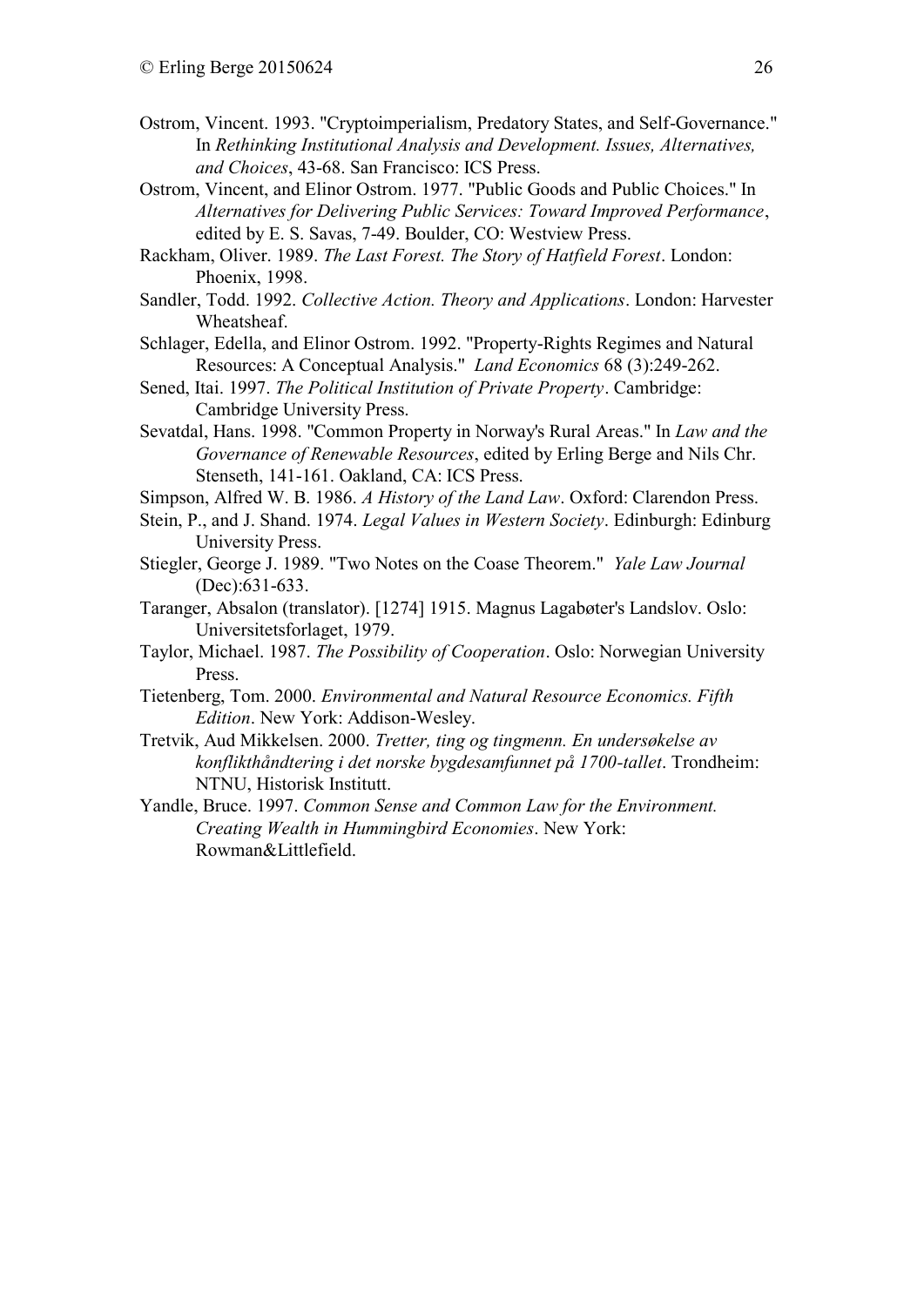Ostrom, Vincent. 1993. "Cryptoimperialism, Predatory States, and Self-Governance." In *Rethinking Institutional Analysis and Development. Issues, Alternatives, and Choices*, 43-68. San Francisco: ICS Press.

Ostrom, Vincent, and Elinor Ostrom. 1977. "Public Goods and Public Choices." In *Alternatives for Delivering Public Services: Toward Improved Performance*, edited by E. S. Savas, 7-49. Boulder, CO: Westview Press.

Rackham, Oliver. 1989. *The Last Forest. The Story of Hatfield Forest*. London: Phoenix, 1998.

Sandler, Todd. 1992. *Collective Action. Theory and Applications*. London: Harvester Wheatsheaf.

Schlager, Edella, and Elinor Ostrom. 1992. "Property-Rights Regimes and Natural Resources: A Conceptual Analysis." *Land Economics* 68 (3):249-262.

Sened, Itai. 1997. *The Political Institution of Private Property*. Cambridge: Cambridge University Press.

Sevatdal, Hans. 1998. "Common Property in Norway's Rural Areas." In *Law and the Governance of Renewable Resources*, edited by Erling Berge and Nils Chr. Stenseth, 141-161. Oakland, CA: ICS Press.

Simpson, Alfred W. B. 1986. *A History of the Land Law*. Oxford: Clarendon Press.

Stein, P., and J. Shand. 1974. *Legal Values in Western Society*. Edinburgh: Edinburg University Press.

Stiegler, George J. 1989. "Two Notes on the Coase Theorem." *Yale Law Journal* (Dec):631-633.

Taranger, Absalon (translator). [1274] 1915. Magnus Lagabøter's Landslov. Oslo: Universitetsforlaget, 1979.

Taylor, Michael. 1987. *The Possibility of Cooperation*. Oslo: Norwegian University Press.

Tietenberg, Tom. 2000. *Environmental and Natural Resource Economics. Fifth Edition*. New York: Addison-Wesley.

Tretvik, Aud Mikkelsen. 2000. *Tretter, ting og tingmenn. En undersøkelse av konflikthåndtering i det norske bygdesamfunnet på 1700-tallet*. Trondheim: NTNU, Historisk Institutt.

Yandle, Bruce. 1997. *Common Sense and Common Law for the Environment. Creating Wealth in Hummingbird Economies*. New York: Rowman&Littlefield.